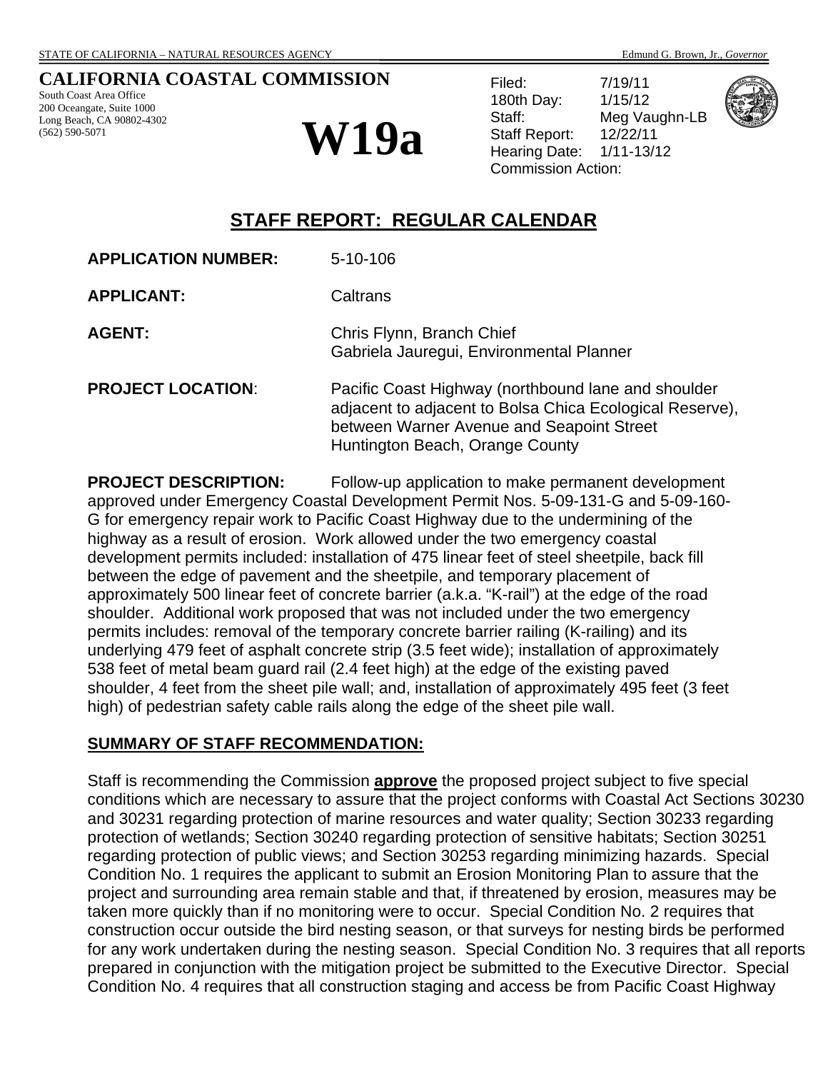STATE OF CALIFORNIA – NATURAL RESOURCES AGENCY                                                                 Edmund G. Brown, Jr., *Governor*

**CALIFORNIA COASTAL COMMISSION**
South Coast Area Office
200 Oceangate, Suite 1000
Long Beach, CA 90802-4302
(562) 590-5071

# W19a

Filed: 7/19/11
180th Day: 1/15/12
Staff: Meg Vaughn-LB
Staff Report: 12/22/11
Hearing Date: 1/11-13/12
Commission Action:

## STAFF REPORT: REGULAR CALENDAR

**APPLICATION NUMBER:** 5-10-106

**APPLICANT:** Caltrans

**AGENT:** Chris Flynn, Branch Chief
Gabriela Jauregui, Environmental Planner

**PROJECT LOCATION**: Pacific Coast Highway (northbound lane and shoulder adjacent to adjacent to Bolsa Chica Ecological Reserve), between Warner Avenue and Seapoint Street Huntington Beach, Orange County

**PROJECT DESCRIPTION:** Follow-up application to make permanent development approved under Emergency Coastal Development Permit Nos. 5-09-131-G and 5-09-160-G for emergency repair work to Pacific Coast Highway due to the undermining of the highway as a result of erosion. Work allowed under the two emergency coastal development permits included: installation of 475 linear feet of steel sheetpile, back fill between the edge of pavement and the sheetpile, and temporary placement of approximately 500 linear feet of concrete barrier (a.k.a. "K-rail") at the edge of the road shoulder. Additional work proposed that was not included under the two emergency permits includes: removal of the temporary concrete barrier railing (K-railing) and its underlying 479 feet of asphalt concrete strip (3.5 feet wide); installation of approximately 538 feet of metal beam guard rail (2.4 feet high) at the edge of the existing paved shoulder, 4 feet from the sheet pile wall; and, installation of approximately 495 feet (3 feet high) of pedestrian safety cable rails along the edge of the sheet pile wall.

**SUMMARY OF STAFF RECOMMENDATION:**

Staff is recommending the Commission **approve** the proposed project subject to five special conditions which are necessary to assure that the project conforms with Coastal Act Sections 30230 and 30231 regarding protection of marine resources and water quality; Section 30233 regarding protection of wetlands; Section 30240 regarding protection of sensitive habitats; Section 30251 regarding protection of public views; and Section 30253 regarding minimizing hazards. Special Condition No. 1 requires the applicant to submit an Erosion Monitoring Plan to assure that the project and surrounding area remain stable and that, if threatened by erosion, measures may be taken more quickly than if no monitoring were to occur. Special Condition No. 2 requires that construction occur outside the bird nesting season, or that surveys for nesting birds be performed for any work undertaken during the nesting season. Special Condition No. 3 requires that all reports prepared in conjunction with the mitigation project be submitted to the Executive Director. Special Condition No. 4 requires that all construction staging and access be from Pacific Coast Highway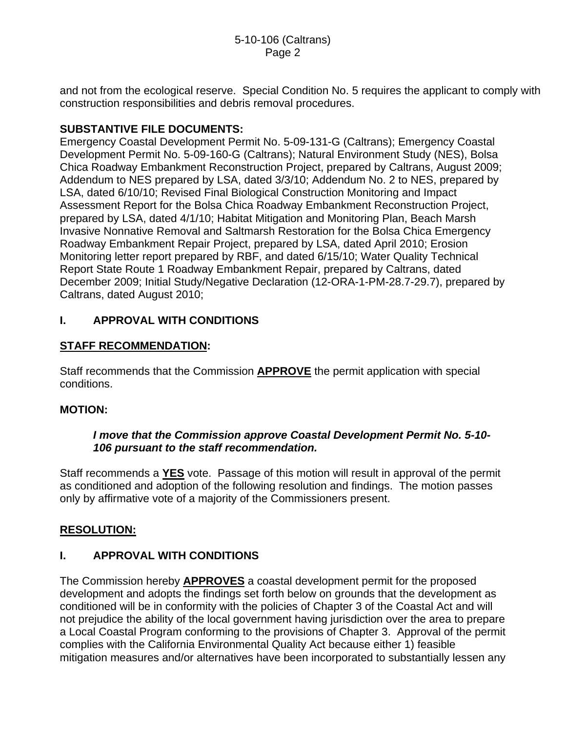and not from the ecological reserve. Special Condition No. 5 requires the applicant to comply with construction responsibilities and debris removal procedures.

**SUBSTANTIVE FILE DOCUMENTS:**
Emergency Coastal Development Permit No. 5-09-131-G (Caltrans); Emergency Coastal Development Permit No. 5-09-160-G (Caltrans); Natural Environment Study (NES), Bolsa Chica Roadway Embankment Reconstruction Project, prepared by Caltrans, August 2009; Addendum to NES prepared by LSA, dated 3/3/10; Addendum No. 2 to NES, prepared by LSA, dated 6/10/10; Revised Final Biological Construction Monitoring and Impact Assessment Report for the Bolsa Chica Roadway Embankment Reconstruction Project, prepared by LSA, dated 4/1/10; Habitat Mitigation and Monitoring Plan, Beach Marsh Invasive Nonnative Removal and Saltmarsh Restoration for the Bolsa Chica Emergency Roadway Embankment Repair Project, prepared by LSA, dated April 2010; Erosion Monitoring letter report prepared by RBF, and dated 6/15/10; Water Quality Technical Report State Route 1 Roadway Embankment Repair, prepared by Caltrans, dated December 2009; Initial Study/Negative Declaration (12-ORA-1-PM-28.7-29.7), prepared by Caltrans, dated August 2010;

## I. APPROVAL WITH CONDITIONS

**STAFF RECOMMENDATION:**

Staff recommends that the Commission **APPROVE** the permit application with special conditions.

**MOTION:**

> ***I move that the Commission approve Coastal Development Permit No. 5-10-106 pursuant to the staff recommendation.***

Staff recommends a **YES** vote. Passage of this motion will result in approval of the permit as conditioned and adoption of the following resolution and findings. The motion passes only by affirmative vote of a majority of the Commissioners present.

**RESOLUTION:**

## I. APPROVAL WITH CONDITIONS

The Commission hereby **APPROVES** a coastal development permit for the proposed development and adopts the findings set forth below on grounds that the development as conditioned will be in conformity with the policies of Chapter 3 of the Coastal Act and will not prejudice the ability of the local government having jurisdiction over the area to prepare a Local Coastal Program conforming to the provisions of Chapter 3. Approval of the permit complies with the California Environmental Quality Act because either 1) feasible mitigation measures and/or alternatives have been incorporated to substantially lessen any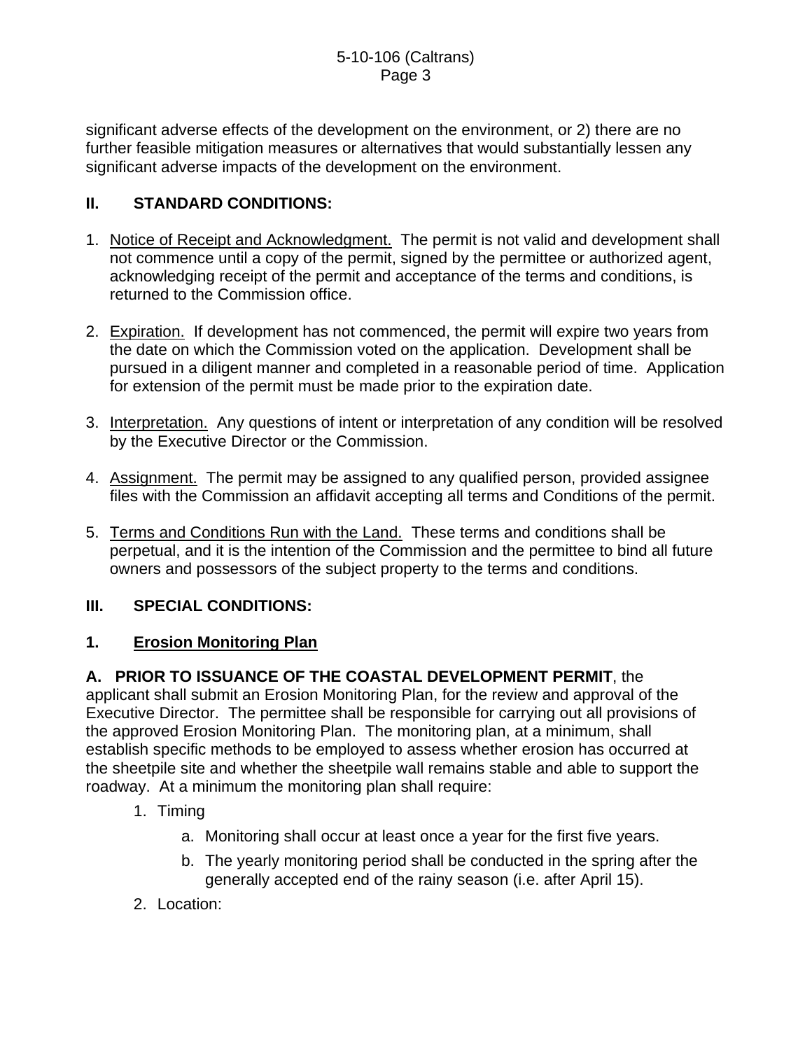significant adverse effects of the development on the environment, or 2) there are no further feasible mitigation measures or alternatives that would substantially lessen any significant adverse impacts of the development on the environment.

## II. STANDARD CONDITIONS:

1. Notice of Receipt and Acknowledgment. The permit is not valid and development shall not commence until a copy of the permit, signed by the permittee or authorized agent, acknowledging receipt of the permit and acceptance of the terms and conditions, is returned to the Commission office.

2. Expiration. If development has not commenced, the permit will expire two years from the date on which the Commission voted on the application. Development shall be pursued in a diligent manner and completed in a reasonable period of time. Application for extension of the permit must be made prior to the expiration date.

3. Interpretation. Any questions of intent or interpretation of any condition will be resolved by the Executive Director or the Commission.

4. Assignment. The permit may be assigned to any qualified person, provided assignee files with the Commission an affidavit accepting all terms and Conditions of the permit.

5. Terms and Conditions Run with the Land. These terms and conditions shall be perpetual, and it is the intention of the Commission and the permittee to bind all future owners and possessors of the subject property to the terms and conditions.

## III. SPECIAL CONDITIONS:

### 1. Erosion Monitoring Plan

**A. PRIOR TO ISSUANCE OF THE COASTAL DEVELOPMENT PERMIT**, the applicant shall submit an Erosion Monitoring Plan, for the review and approval of the Executive Director. The permittee shall be responsible for carrying out all provisions of the approved Erosion Monitoring Plan. The monitoring plan, at a minimum, shall establish specific methods to be employed to assess whether erosion has occurred at the sheetpile site and whether the sheetpile wall remains stable and able to support the roadway. At a minimum the monitoring plan shall require:

1. Timing
   a. Monitoring shall occur at least once a year for the first five years.
   b. The yearly monitoring period shall be conducted in the spring after the generally accepted end of the rainy season (i.e. after April 15).
2. Location: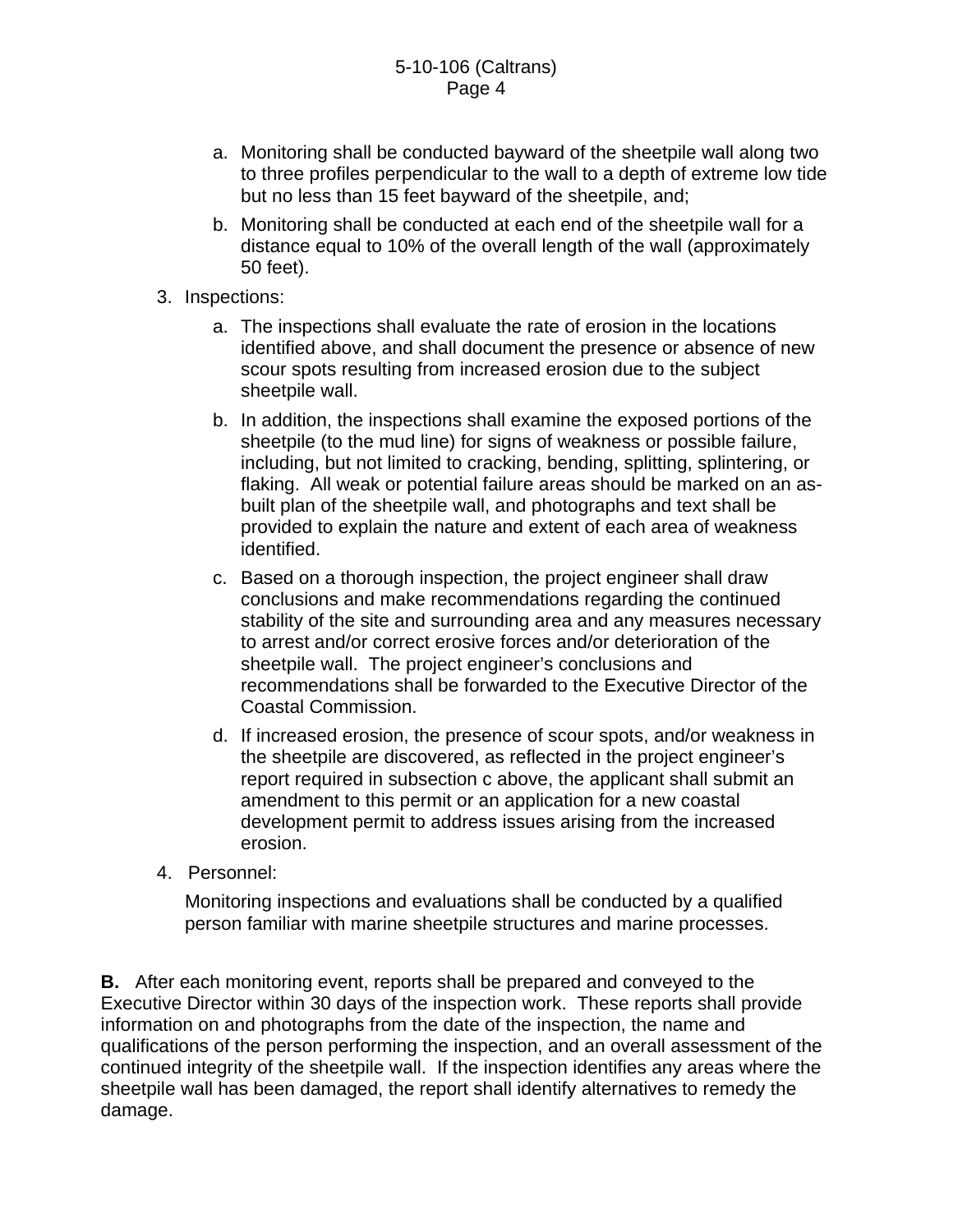a. Monitoring shall be conducted bayward of the sheetpile wall along two to three profiles perpendicular to the wall to a depth of extreme low tide but no less than 15 feet bayward of the sheetpile, and;

b. Monitoring shall be conducted at each end of the sheetpile wall for a distance equal to 10% of the overall length of the wall (approximately 50 feet).

3. Inspections:

   a. The inspections shall evaluate the rate of erosion in the locations identified above, and shall document the presence or absence of new scour spots resulting from increased erosion due to the subject sheetpile wall.

   b. In addition, the inspections shall examine the exposed portions of the sheetpile (to the mud line) for signs of weakness or possible failure, including, but not limited to cracking, bending, splitting, splintering, or flaking. All weak or potential failure areas should be marked on an as-built plan of the sheetpile wall, and photographs and text shall be provided to explain the nature and extent of each area of weakness identified.

   c. Based on a thorough inspection, the project engineer shall draw conclusions and make recommendations regarding the continued stability of the site and surrounding area and any measures necessary to arrest and/or correct erosive forces and/or deterioration of the sheetpile wall. The project engineer's conclusions and recommendations shall be forwarded to the Executive Director of the Coastal Commission.

   d. If increased erosion, the presence of scour spots, and/or weakness in the sheetpile are discovered, as reflected in the project engineer's report required in subsection c above, the applicant shall submit an amendment to this permit or an application for a new coastal development permit to address issues arising from the increased erosion.

4. Personnel:

   Monitoring inspections and evaluations shall be conducted by a qualified person familiar with marine sheetpile structures and marine processes.

**B.** After each monitoring event, reports shall be prepared and conveyed to the Executive Director within 30 days of the inspection work. These reports shall provide information on and photographs from the date of the inspection, the name and qualifications of the person performing the inspection, and an overall assessment of the continued integrity of the sheetpile wall. If the inspection identifies any areas where the sheetpile wall has been damaged, the report shall identify alternatives to remedy the damage.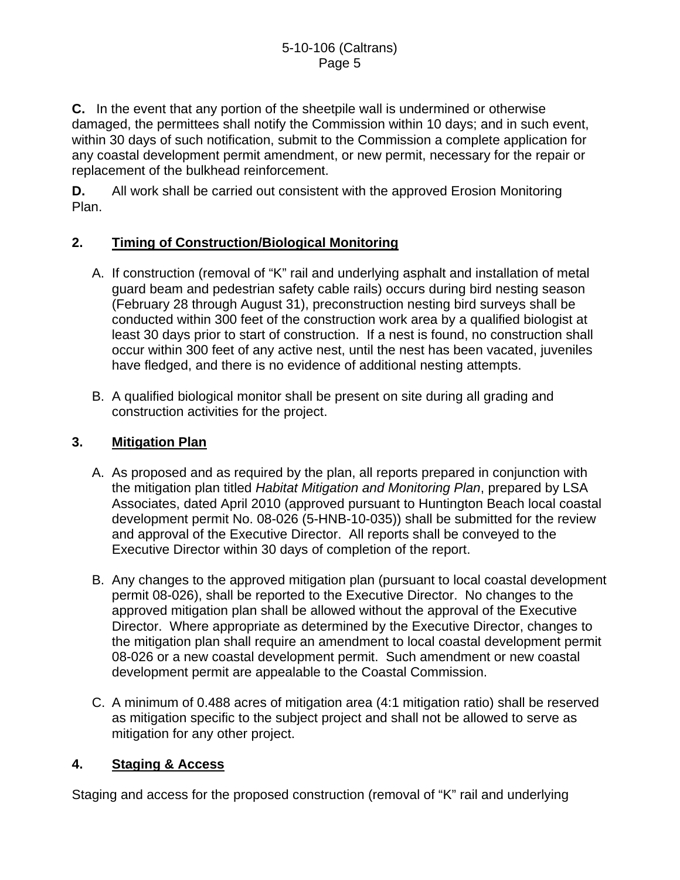**C.** In the event that any portion of the sheetpile wall is undermined or otherwise damaged, the permittees shall notify the Commission within 10 days; and in such event, within 30 days of such notification, submit to the Commission a complete application for any coastal development permit amendment, or new permit, necessary for the repair or replacement of the bulkhead reinforcement.

**D.** All work shall be carried out consistent with the approved Erosion Monitoring Plan.

## 2. Timing of Construction/Biological Monitoring

A. If construction (removal of "K" rail and underlying asphalt and installation of metal guard beam and pedestrian safety cable rails) occurs during bird nesting season (February 28 through August 31), preconstruction nesting bird surveys shall be conducted within 300 feet of the construction work area by a qualified biologist at least 30 days prior to start of construction. If a nest is found, no construction shall occur within 300 feet of any active nest, until the nest has been vacated, juveniles have fledged, and there is no evidence of additional nesting attempts.

B. A qualified biological monitor shall be present on site during all grading and construction activities for the project.

## 3. Mitigation Plan

A. As proposed and as required by the plan, all reports prepared in conjunction with the mitigation plan titled *Habitat Mitigation and Monitoring Plan*, prepared by LSA Associates, dated April 2010 (approved pursuant to Huntington Beach local coastal development permit No. 08-026 (5-HNB-10-035)) shall be submitted for the review and approval of the Executive Director. All reports shall be conveyed to the Executive Director within 30 days of completion of the report.

B. Any changes to the approved mitigation plan (pursuant to local coastal development permit 08-026), shall be reported to the Executive Director. No changes to the approved mitigation plan shall be allowed without the approval of the Executive Director. Where appropriate as determined by the Executive Director, changes to the mitigation plan shall require an amendment to local coastal development permit 08-026 or a new coastal development permit. Such amendment or new coastal development permit are appealable to the Coastal Commission.

C. A minimum of 0.488 acres of mitigation area (4:1 mitigation ratio) shall be reserved as mitigation specific to the subject project and shall not be allowed to serve as mitigation for any other project.

## 4. Staging & Access

Staging and access for the proposed construction (removal of "K" rail and underlying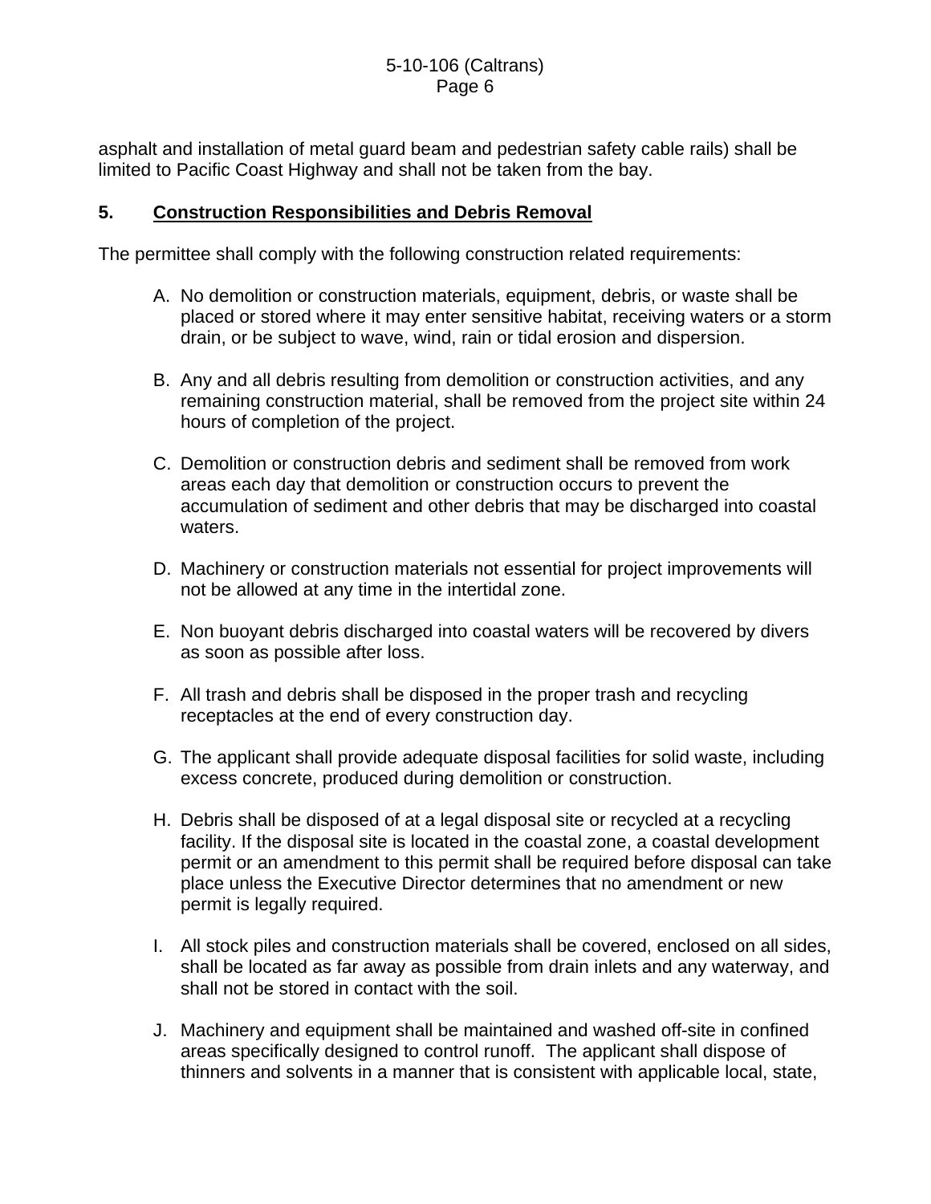asphalt and installation of metal guard beam and pedestrian safety cable rails) shall be limited to Pacific Coast Highway and shall not be taken from the bay.

**5. <u>Construction Responsibilities and Debris Removal</u>**

The permittee shall comply with the following construction related requirements:

A. No demolition or construction materials, equipment, debris, or waste shall be placed or stored where it may enter sensitive habitat, receiving waters or a storm drain, or be subject to wave, wind, rain or tidal erosion and dispersion.

B. Any and all debris resulting from demolition or construction activities, and any remaining construction material, shall be removed from the project site within 24 hours of completion of the project.

C. Demolition or construction debris and sediment shall be removed from work areas each day that demolition or construction occurs to prevent the accumulation of sediment and other debris that may be discharged into coastal waters.

D. Machinery or construction materials not essential for project improvements will not be allowed at any time in the intertidal zone.

E. Non buoyant debris discharged into coastal waters will be recovered by divers as soon as possible after loss.

F. All trash and debris shall be disposed in the proper trash and recycling receptacles at the end of every construction day.

G. The applicant shall provide adequate disposal facilities for solid waste, including excess concrete, produced during demolition or construction.

H. Debris shall be disposed of at a legal disposal site or recycled at a recycling facility. If the disposal site is located in the coastal zone, a coastal development permit or an amendment to this permit shall be required before disposal can take place unless the Executive Director determines that no amendment or new permit is legally required.

I. All stock piles and construction materials shall be covered, enclosed on all sides, shall be located as far away as possible from drain inlets and any waterway, and shall not be stored in contact with the soil.

J. Machinery and equipment shall be maintained and washed off-site in confined areas specifically designed to control runoff. The applicant shall dispose of thinners and solvents in a manner that is consistent with applicable local, state,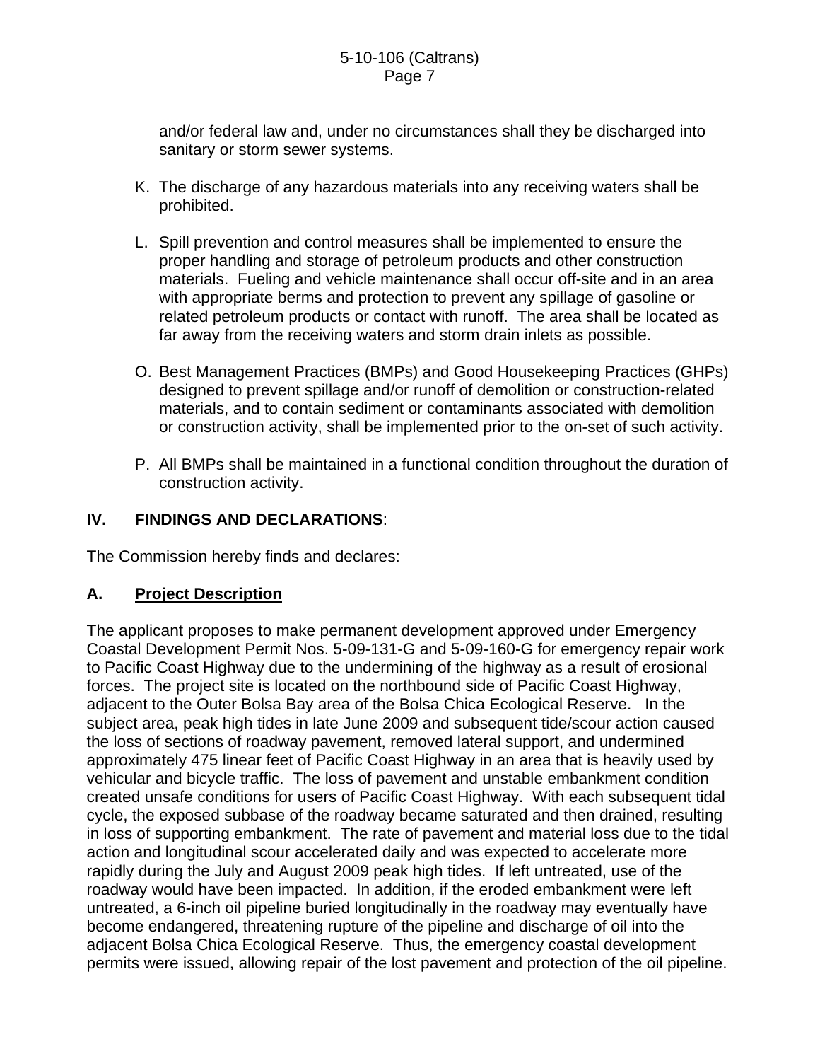and/or federal law and, under no circumstances shall they be discharged into sanitary or storm sewer systems.

K. The discharge of any hazardous materials into any receiving waters shall be prohibited.

L. Spill prevention and control measures shall be implemented to ensure the proper handling and storage of petroleum products and other construction materials. Fueling and vehicle maintenance shall occur off-site and in an area with appropriate berms and protection to prevent any spillage of gasoline or related petroleum products or contact with runoff. The area shall be located as far away from the receiving waters and storm drain inlets as possible.

O. Best Management Practices (BMPs) and Good Housekeeping Practices (GHPs) designed to prevent spillage and/or runoff of demolition or construction-related materials, and to contain sediment or contaminants associated with demolition or construction activity, shall be implemented prior to the on-set of such activity.

P. All BMPs shall be maintained in a functional condition throughout the duration of construction activity.

## IV. FINDINGS AND DECLARATIONS:

The Commission hereby finds and declares:

### A. Project Description

The applicant proposes to make permanent development approved under Emergency Coastal Development Permit Nos. 5-09-131-G and 5-09-160-G for emergency repair work to Pacific Coast Highway due to the undermining of the highway as a result of erosional forces. The project site is located on the northbound side of Pacific Coast Highway, adjacent to the Outer Bolsa Bay area of the Bolsa Chica Ecological Reserve. In the subject area, peak high tides in late June 2009 and subsequent tide/scour action caused the loss of sections of roadway pavement, removed lateral support, and undermined approximately 475 linear feet of Pacific Coast Highway in an area that is heavily used by vehicular and bicycle traffic. The loss of pavement and unstable embankment condition created unsafe conditions for users of Pacific Coast Highway. With each subsequent tidal cycle, the exposed subbase of the roadway became saturated and then drained, resulting in loss of supporting embankment. The rate of pavement and material loss due to the tidal action and longitudinal scour accelerated daily and was expected to accelerate more rapidly during the July and August 2009 peak high tides. If left untreated, use of the roadway would have been impacted. In addition, if the eroded embankment were left untreated, a 6-inch oil pipeline buried longitudinally in the roadway may eventually have become endangered, threatening rupture of the pipeline and discharge of oil into the adjacent Bolsa Chica Ecological Reserve. Thus, the emergency coastal development permits were issued, allowing repair of the lost pavement and protection of the oil pipeline.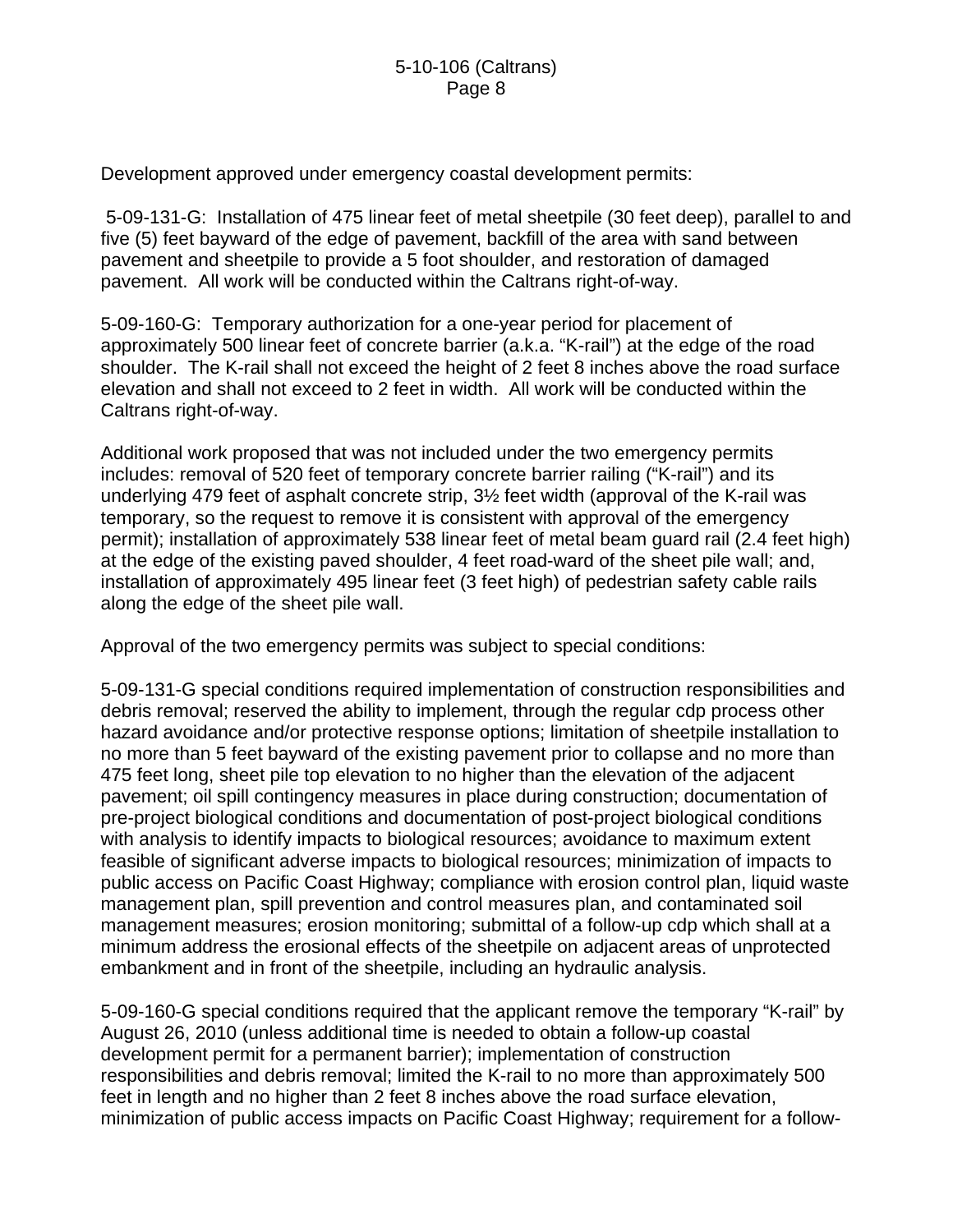Development approved under emergency coastal development permits:

5-09-131-G: Installation of 475 linear feet of metal sheetpile (30 feet deep), parallel to and five (5) feet bayward of the edge of pavement, backfill of the area with sand between pavement and sheetpile to provide a 5 foot shoulder, and restoration of damaged pavement. All work will be conducted within the Caltrans right-of-way.

5-09-160-G: Temporary authorization for a one-year period for placement of approximately 500 linear feet of concrete barrier (a.k.a. "K-rail") at the edge of the road shoulder. The K-rail shall not exceed the height of 2 feet 8 inches above the road surface elevation and shall not exceed to 2 feet in width. All work will be conducted within the Caltrans right-of-way.

Additional work proposed that was not included under the two emergency permits includes: removal of 520 feet of temporary concrete barrier railing ("K-rail") and its underlying 479 feet of asphalt concrete strip, 3½ feet width (approval of the K-rail was temporary, so the request to remove it is consistent with approval of the emergency permit); installation of approximately 538 linear feet of metal beam guard rail (2.4 feet high) at the edge of the existing paved shoulder, 4 feet road-ward of the sheet pile wall; and, installation of approximately 495 linear feet (3 feet high) of pedestrian safety cable rails along the edge of the sheet pile wall.

Approval of the two emergency permits was subject to special conditions:

5-09-131-G special conditions required implementation of construction responsibilities and debris removal; reserved the ability to implement, through the regular cdp process other hazard avoidance and/or protective response options; limitation of sheetpile installation to no more than 5 feet bayward of the existing pavement prior to collapse and no more than 475 feet long, sheet pile top elevation to no higher than the elevation of the adjacent pavement; oil spill contingency measures in place during construction; documentation of pre-project biological conditions and documentation of post-project biological conditions with analysis to identify impacts to biological resources; avoidance to maximum extent feasible of significant adverse impacts to biological resources; minimization of impacts to public access on Pacific Coast Highway; compliance with erosion control plan, liquid waste management plan, spill prevention and control measures plan, and contaminated soil management measures; erosion monitoring; submittal of a follow-up cdp which shall at a minimum address the erosional effects of the sheetpile on adjacent areas of unprotected embankment and in front of the sheetpile, including an hydraulic analysis.

5-09-160-G special conditions required that the applicant remove the temporary "K-rail" by August 26, 2010 (unless additional time is needed to obtain a follow-up coastal development permit for a permanent barrier); implementation of construction responsibilities and debris removal; limited the K-rail to no more than approximately 500 feet in length and no higher than 2 feet 8 inches above the road surface elevation, minimization of public access impacts on Pacific Coast Highway; requirement for a follow-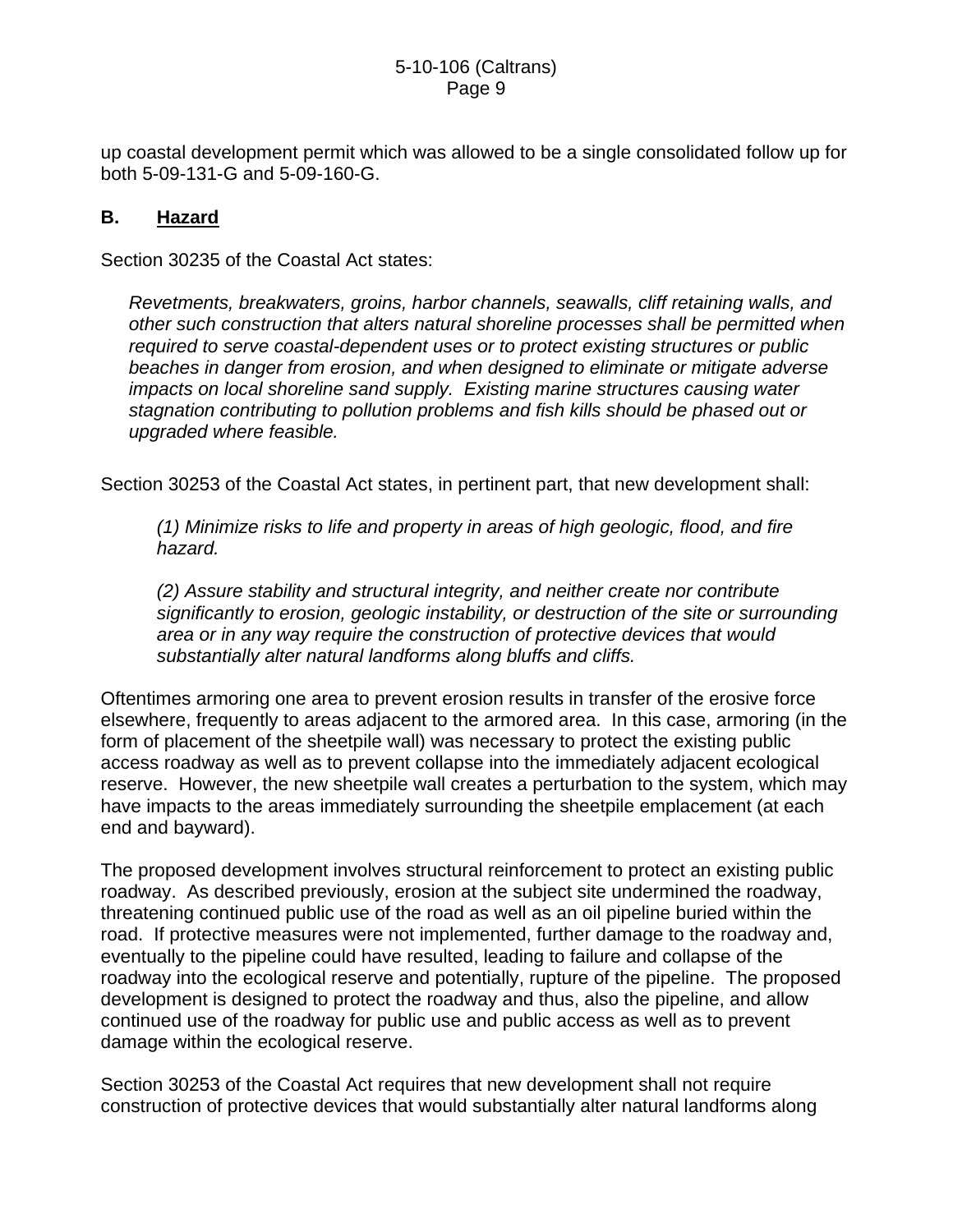up coastal development permit which was allowed to be a single consolidated follow up for both 5-09-131-G and 5-09-160-G.

### B. Hazard

Section 30235 of the Coastal Act states:

> *Revetments, breakwaters, groins, harbor channels, seawalls, cliff retaining walls, and other such construction that alters natural shoreline processes shall be permitted when required to serve coastal-dependent uses or to protect existing structures or public beaches in danger from erosion, and when designed to eliminate or mitigate adverse impacts on local shoreline sand supply. Existing marine structures causing water stagnation contributing to pollution problems and fish kills should be phased out or upgraded where feasible.*

Section 30253 of the Coastal Act states, in pertinent part, that new development shall:

> *(1) Minimize risks to life and property in areas of high geologic, flood, and fire hazard.*
>
> *(2) Assure stability and structural integrity, and neither create nor contribute significantly to erosion, geologic instability, or destruction of the site or surrounding area or in any way require the construction of protective devices that would substantially alter natural landforms along bluffs and cliffs.*

Oftentimes armoring one area to prevent erosion results in transfer of the erosive force elsewhere, frequently to areas adjacent to the armored area. In this case, armoring (in the form of placement of the sheetpile wall) was necessary to protect the existing public access roadway as well as to prevent collapse into the immediately adjacent ecological reserve. However, the new sheetpile wall creates a perturbation to the system, which may have impacts to the areas immediately surrounding the sheetpile emplacement (at each end and bayward).

The proposed development involves structural reinforcement to protect an existing public roadway. As described previously, erosion at the subject site undermined the roadway, threatening continued public use of the road as well as an oil pipeline buried within the road. If protective measures were not implemented, further damage to the roadway and, eventually to the pipeline could have resulted, leading to failure and collapse of the roadway into the ecological reserve and potentially, rupture of the pipeline. The proposed development is designed to protect the roadway and thus, also the pipeline, and allow continued use of the roadway for public use and public access as well as to prevent damage within the ecological reserve.

Section 30253 of the Coastal Act requires that new development shall not require construction of protective devices that would substantially alter natural landforms along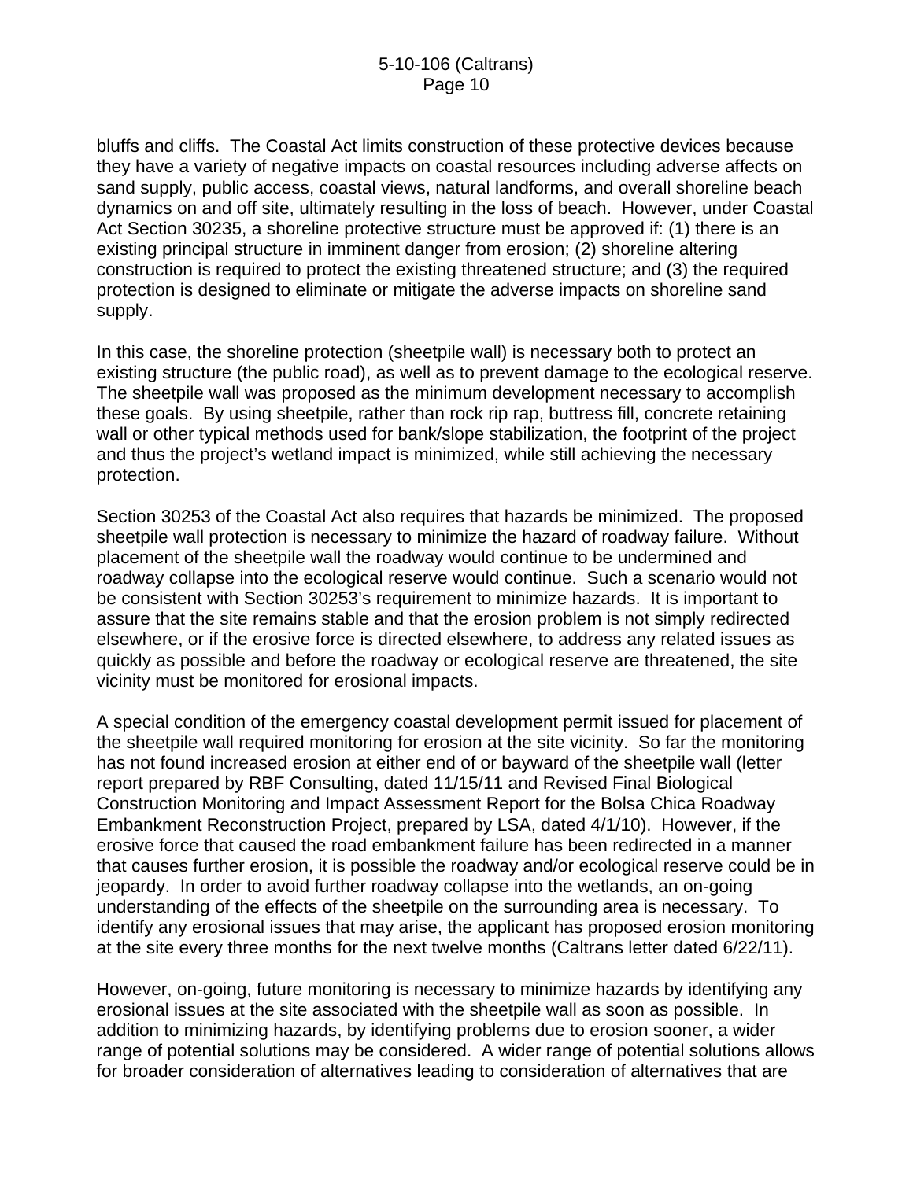bluffs and cliffs. The Coastal Act limits construction of these protective devices because they have a variety of negative impacts on coastal resources including adverse affects on sand supply, public access, coastal views, natural landforms, and overall shoreline beach dynamics on and off site, ultimately resulting in the loss of beach. However, under Coastal Act Section 30235, a shoreline protective structure must be approved if: (1) there is an existing principal structure in imminent danger from erosion; (2) shoreline altering construction is required to protect the existing threatened structure; and (3) the required protection is designed to eliminate or mitigate the adverse impacts on shoreline sand supply.

In this case, the shoreline protection (sheetpile wall) is necessary both to protect an existing structure (the public road), as well as to prevent damage to the ecological reserve. The sheetpile wall was proposed as the minimum development necessary to accomplish these goals. By using sheetpile, rather than rock rip rap, buttress fill, concrete retaining wall or other typical methods used for bank/slope stabilization, the footprint of the project and thus the project's wetland impact is minimized, while still achieving the necessary protection.

Section 30253 of the Coastal Act also requires that hazards be minimized. The proposed sheetpile wall protection is necessary to minimize the hazard of roadway failure. Without placement of the sheetpile wall the roadway would continue to be undermined and roadway collapse into the ecological reserve would continue. Such a scenario would not be consistent with Section 30253's requirement to minimize hazards. It is important to assure that the site remains stable and that the erosion problem is not simply redirected elsewhere, or if the erosive force is directed elsewhere, to address any related issues as quickly as possible and before the roadway or ecological reserve are threatened, the site vicinity must be monitored for erosional impacts.

A special condition of the emergency coastal development permit issued for placement of the sheetpile wall required monitoring for erosion at the site vicinity. So far the monitoring has not found increased erosion at either end of or bayward of the sheetpile wall (letter report prepared by RBF Consulting, dated 11/15/11 and Revised Final Biological Construction Monitoring and Impact Assessment Report for the Bolsa Chica Roadway Embankment Reconstruction Project, prepared by LSA, dated 4/1/10). However, if the erosive force that caused the road embankment failure has been redirected in a manner that causes further erosion, it is possible the roadway and/or ecological reserve could be in jeopardy. In order to avoid further roadway collapse into the wetlands, an on-going understanding of the effects of the sheetpile on the surrounding area is necessary. To identify any erosional issues that may arise, the applicant has proposed erosion monitoring at the site every three months for the next twelve months (Caltrans letter dated 6/22/11).

However, on-going, future monitoring is necessary to minimize hazards by identifying any erosional issues at the site associated with the sheetpile wall as soon as possible. In addition to minimizing hazards, by identifying problems due to erosion sooner, a wider range of potential solutions may be considered. A wider range of potential solutions allows for broader consideration of alternatives leading to consideration of alternatives that are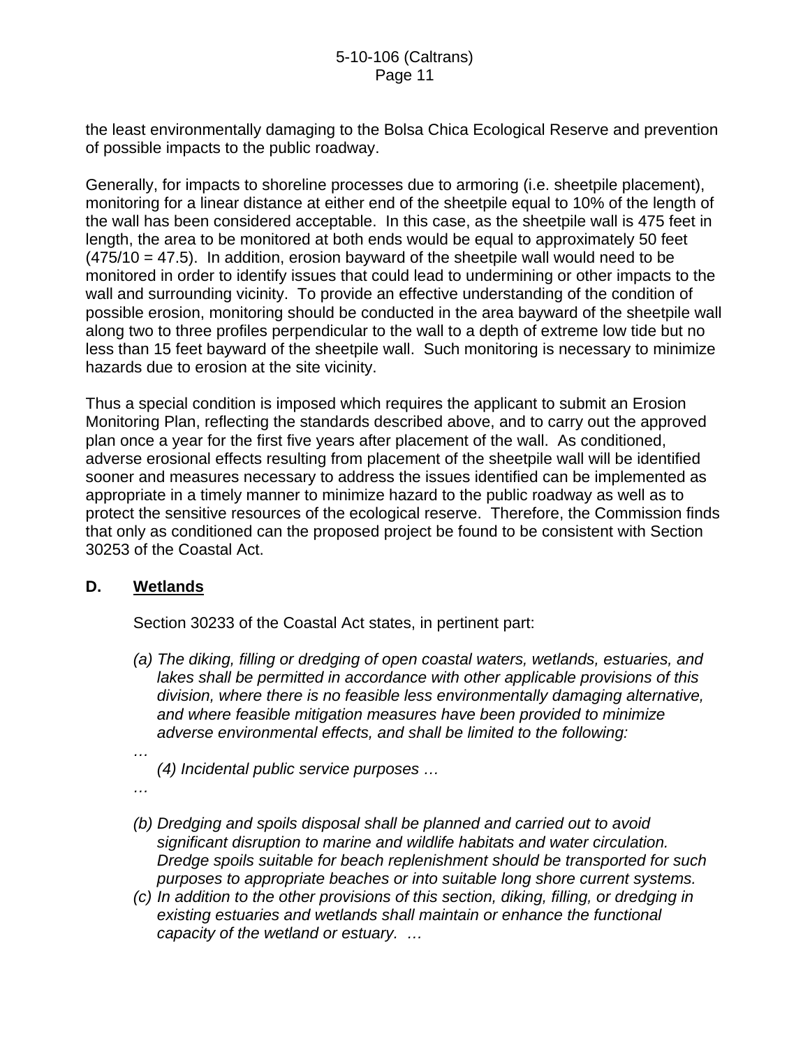the least environmentally damaging to the Bolsa Chica Ecological Reserve and prevention of possible impacts to the public roadway.

Generally, for impacts to shoreline processes due to armoring (i.e. sheetpile placement), monitoring for a linear distance at either end of the sheetpile equal to 10% of the length of the wall has been considered acceptable. In this case, as the sheetpile wall is 475 feet in length, the area to be monitored at both ends would be equal to approximately 50 feet (475/10 = 47.5). In addition, erosion bayward of the sheetpile wall would need to be monitored in order to identify issues that could lead to undermining or other impacts to the wall and surrounding vicinity. To provide an effective understanding of the condition of possible erosion, monitoring should be conducted in the area bayward of the sheetpile wall along two to three profiles perpendicular to the wall to a depth of extreme low tide but no less than 15 feet bayward of the sheetpile wall. Such monitoring is necessary to minimize hazards due to erosion at the site vicinity.

Thus a special condition is imposed which requires the applicant to submit an Erosion Monitoring Plan, reflecting the standards described above, and to carry out the approved plan once a year for the first five years after placement of the wall. As conditioned, adverse erosional effects resulting from placement of the sheetpile wall will be identified sooner and measures necessary to address the issues identified can be implemented as appropriate in a timely manner to minimize hazard to the public roadway as well as to protect the sensitive resources of the ecological reserve. Therefore, the Commission finds that only as conditioned can the proposed project be found to be consistent with Section 30253 of the Coastal Act.

## D. Wetlands

Section 30233 of the Coastal Act states, in pertinent part:

*(a) The diking, filling or dredging of open coastal waters, wetlands, estuaries, and lakes shall be permitted in accordance with other applicable provisions of this division, where there is no feasible less environmentally damaging alternative, and where feasible mitigation measures have been provided to minimize adverse environmental effects, and shall be limited to the following:*

*…*

*(4) Incidental public service purposes …*

*…*

*(b) Dredging and spoils disposal shall be planned and carried out to avoid significant disruption to marine and wildlife habitats and water circulation. Dredge spoils suitable for beach replenishment should be transported for such purposes to appropriate beaches or into suitable long shore current systems.*

*(c) In addition to the other provisions of this section, diking, filling, or dredging in existing estuaries and wetlands shall maintain or enhance the functional capacity of the wetland or estuary. …*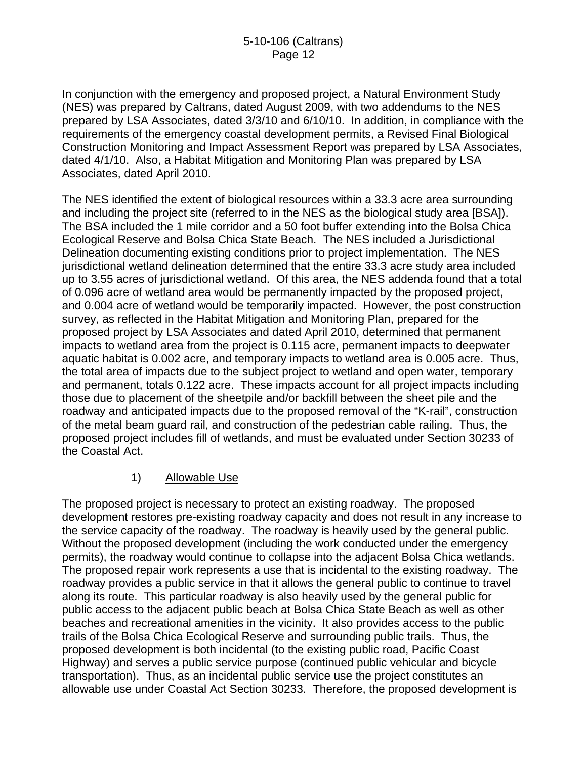In conjunction with the emergency and proposed project, a Natural Environment Study (NES) was prepared by Caltrans, dated August 2009, with two addendums to the NES prepared by LSA Associates, dated 3/3/10 and 6/10/10. In addition, in compliance with the requirements of the emergency coastal development permits, a Revised Final Biological Construction Monitoring and Impact Assessment Report was prepared by LSA Associates, dated 4/1/10. Also, a Habitat Mitigation and Monitoring Plan was prepared by LSA Associates, dated April 2010.

The NES identified the extent of biological resources within a 33.3 acre area surrounding and including the project site (referred to in the NES as the biological study area [BSA]). The BSA included the 1 mile corridor and a 50 foot buffer extending into the Bolsa Chica Ecological Reserve and Bolsa Chica State Beach. The NES included a Jurisdictional Delineation documenting existing conditions prior to project implementation. The NES jurisdictional wetland delineation determined that the entire 33.3 acre study area included up to 3.55 acres of jurisdictional wetland. Of this area, the NES addenda found that a total of 0.096 acre of wetland area would be permanently impacted by the proposed project, and 0.004 acre of wetland would be temporarily impacted. However, the post construction survey, as reflected in the Habitat Mitigation and Monitoring Plan, prepared for the proposed project by LSA Associates and dated April 2010, determined that permanent impacts to wetland area from the project is 0.115 acre, permanent impacts to deepwater aquatic habitat is 0.002 acre, and temporary impacts to wetland area is 0.005 acre. Thus, the total area of impacts due to the subject project to wetland and open water, temporary and permanent, totals 0.122 acre. These impacts account for all project impacts including those due to placement of the sheetpile and/or backfill between the sheet pile and the roadway and anticipated impacts due to the proposed removal of the "K-rail", construction of the metal beam guard rail, and construction of the pedestrian cable railing. Thus, the proposed project includes fill of wetlands, and must be evaluated under Section 30233 of the Coastal Act.

1) Allowable Use

The proposed project is necessary to protect an existing roadway. The proposed development restores pre-existing roadway capacity and does not result in any increase to the service capacity of the roadway. The roadway is heavily used by the general public. Without the proposed development (including the work conducted under the emergency permits), the roadway would continue to collapse into the adjacent Bolsa Chica wetlands. The proposed repair work represents a use that is incidental to the existing roadway. The roadway provides a public service in that it allows the general public to continue to travel along its route. This particular roadway is also heavily used by the general public for public access to the adjacent public beach at Bolsa Chica State Beach as well as other beaches and recreational amenities in the vicinity. It also provides access to the public trails of the Bolsa Chica Ecological Reserve and surrounding public trails. Thus, the proposed development is both incidental (to the existing public road, Pacific Coast Highway) and serves a public service purpose (continued public vehicular and bicycle transportation). Thus, as an incidental public service use the project constitutes an allowable use under Coastal Act Section 30233. Therefore, the proposed development is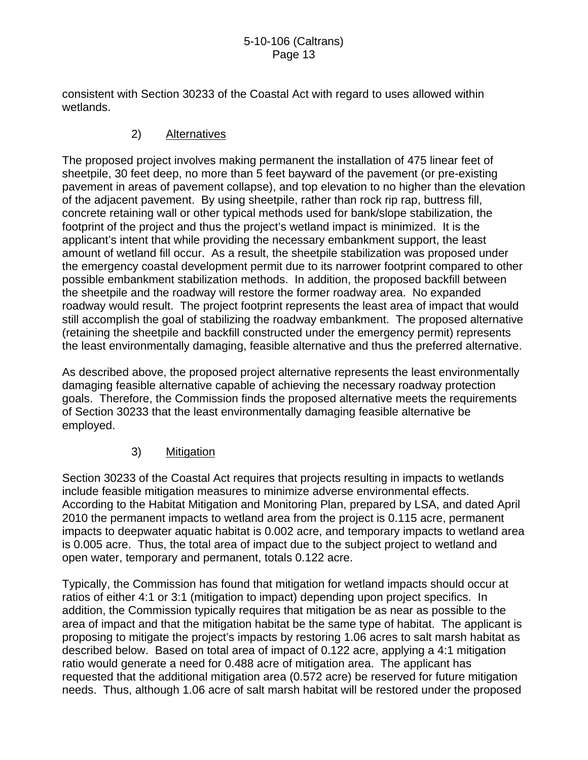consistent with Section 30233 of the Coastal Act with regard to uses allowed within wetlands.

### 2) Alternatives

The proposed project involves making permanent the installation of 475 linear feet of sheetpile, 30 feet deep, no more than 5 feet bayward of the pavement (or pre-existing pavement in areas of pavement collapse), and top elevation to no higher than the elevation of the adjacent pavement. By using sheetpile, rather than rock rip rap, buttress fill, concrete retaining wall or other typical methods used for bank/slope stabilization, the footprint of the project and thus the project's wetland impact is minimized. It is the applicant's intent that while providing the necessary embankment support, the least amount of wetland fill occur. As a result, the sheetpile stabilization was proposed under the emergency coastal development permit due to its narrower footprint compared to other possible embankment stabilization methods. In addition, the proposed backfill between the sheetpile and the roadway will restore the former roadway area. No expanded roadway would result. The project footprint represents the least area of impact that would still accomplish the goal of stabilizing the roadway embankment. The proposed alternative (retaining the sheetpile and backfill constructed under the emergency permit) represents the least environmentally damaging, feasible alternative and thus the preferred alternative.

As described above, the proposed project alternative represents the least environmentally damaging feasible alternative capable of achieving the necessary roadway protection goals. Therefore, the Commission finds the proposed alternative meets the requirements of Section 30233 that the least environmentally damaging feasible alternative be employed.

### 3) Mitigation

Section 30233 of the Coastal Act requires that projects resulting in impacts to wetlands include feasible mitigation measures to minimize adverse environmental effects. According to the Habitat Mitigation and Monitoring Plan, prepared by LSA, and dated April 2010 the permanent impacts to wetland area from the project is 0.115 acre, permanent impacts to deepwater aquatic habitat is 0.002 acre, and temporary impacts to wetland area is 0.005 acre. Thus, the total area of impact due to the subject project to wetland and open water, temporary and permanent, totals 0.122 acre.

Typically, the Commission has found that mitigation for wetland impacts should occur at ratios of either 4:1 or 3:1 (mitigation to impact) depending upon project specifics. In addition, the Commission typically requires that mitigation be as near as possible to the area of impact and that the mitigation habitat be the same type of habitat. The applicant is proposing to mitigate the project's impacts by restoring 1.06 acres to salt marsh habitat as described below. Based on total area of impact of 0.122 acre, applying a 4:1 mitigation ratio would generate a need for 0.488 acre of mitigation area. The applicant has requested that the additional mitigation area (0.572 acre) be reserved for future mitigation needs. Thus, although 1.06 acre of salt marsh habitat will be restored under the proposed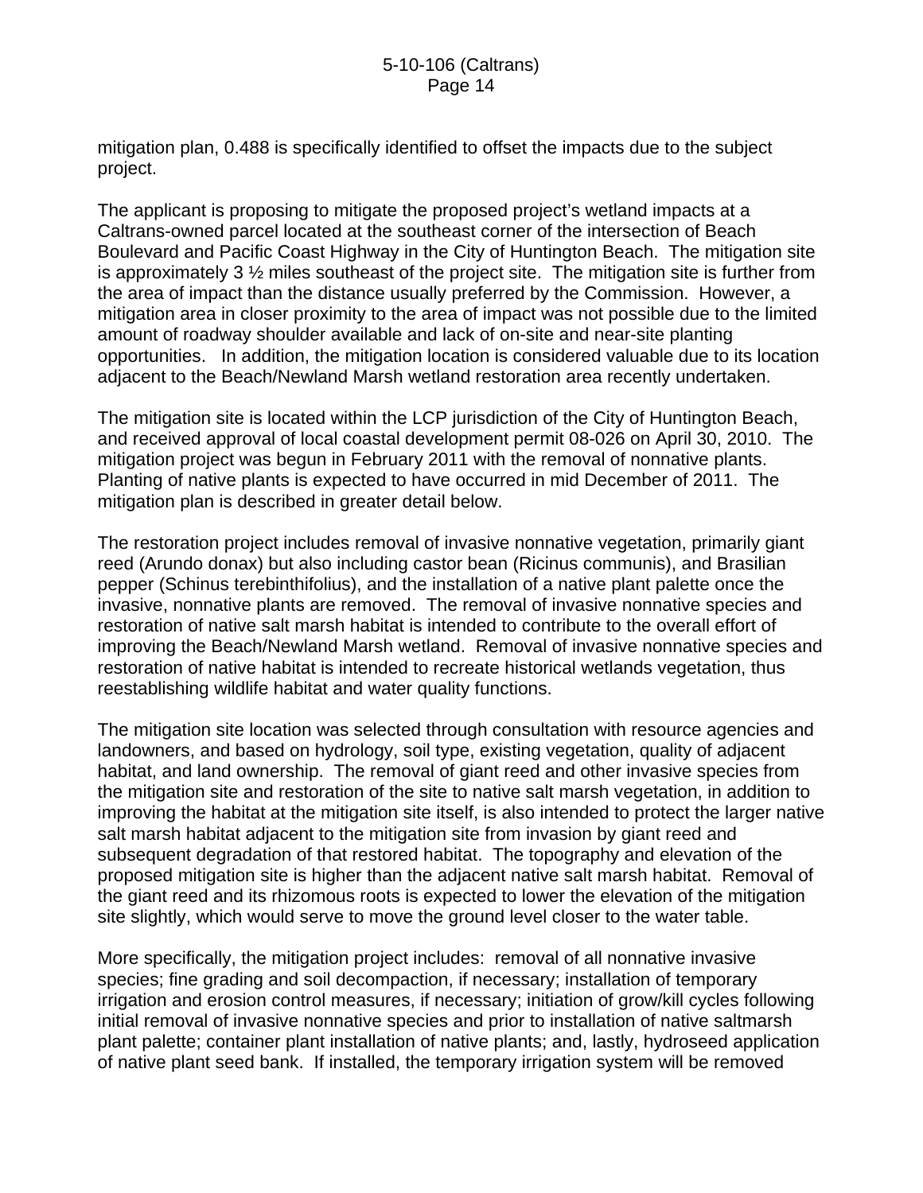mitigation plan, 0.488 is specifically identified to offset the impacts due to the subject project.

The applicant is proposing to mitigate the proposed project's wetland impacts at a Caltrans-owned parcel located at the southeast corner of the intersection of Beach Boulevard and Pacific Coast Highway in the City of Huntington Beach. The mitigation site is approximately 3 ½ miles southeast of the project site. The mitigation site is further from the area of impact than the distance usually preferred by the Commission. However, a mitigation area in closer proximity to the area of impact was not possible due to the limited amount of roadway shoulder available and lack of on-site and near-site planting opportunities. In addition, the mitigation location is considered valuable due to its location adjacent to the Beach/Newland Marsh wetland restoration area recently undertaken.

The mitigation site is located within the LCP jurisdiction of the City of Huntington Beach, and received approval of local coastal development permit 08-026 on April 30, 2010. The mitigation project was begun in February 2011 with the removal of nonnative plants. Planting of native plants is expected to have occurred in mid December of 2011. The mitigation plan is described in greater detail below.

The restoration project includes removal of invasive nonnative vegetation, primarily giant reed (Arundo donax) but also including castor bean (Ricinus communis), and Brasilian pepper (Schinus terebinthifolius), and the installation of a native plant palette once the invasive, nonnative plants are removed. The removal of invasive nonnative species and restoration of native salt marsh habitat is intended to contribute to the overall effort of improving the Beach/Newland Marsh wetland. Removal of invasive nonnative species and restoration of native habitat is intended to recreate historical wetlands vegetation, thus reestablishing wildlife habitat and water quality functions.

The mitigation site location was selected through consultation with resource agencies and landowners, and based on hydrology, soil type, existing vegetation, quality of adjacent habitat, and land ownership. The removal of giant reed and other invasive species from the mitigation site and restoration of the site to native salt marsh vegetation, in addition to improving the habitat at the mitigation site itself, is also intended to protect the larger native salt marsh habitat adjacent to the mitigation site from invasion by giant reed and subsequent degradation of that restored habitat. The topography and elevation of the proposed mitigation site is higher than the adjacent native salt marsh habitat. Removal of the giant reed and its rhizomous roots is expected to lower the elevation of the mitigation site slightly, which would serve to move the ground level closer to the water table.

More specifically, the mitigation project includes: removal of all nonnative invasive species; fine grading and soil decompaction, if necessary; installation of temporary irrigation and erosion control measures, if necessary; initiation of grow/kill cycles following initial removal of invasive nonnative species and prior to installation of native saltmarsh plant palette; container plant installation of native plants; and, lastly, hydroseed application of native plant seed bank. If installed, the temporary irrigation system will be removed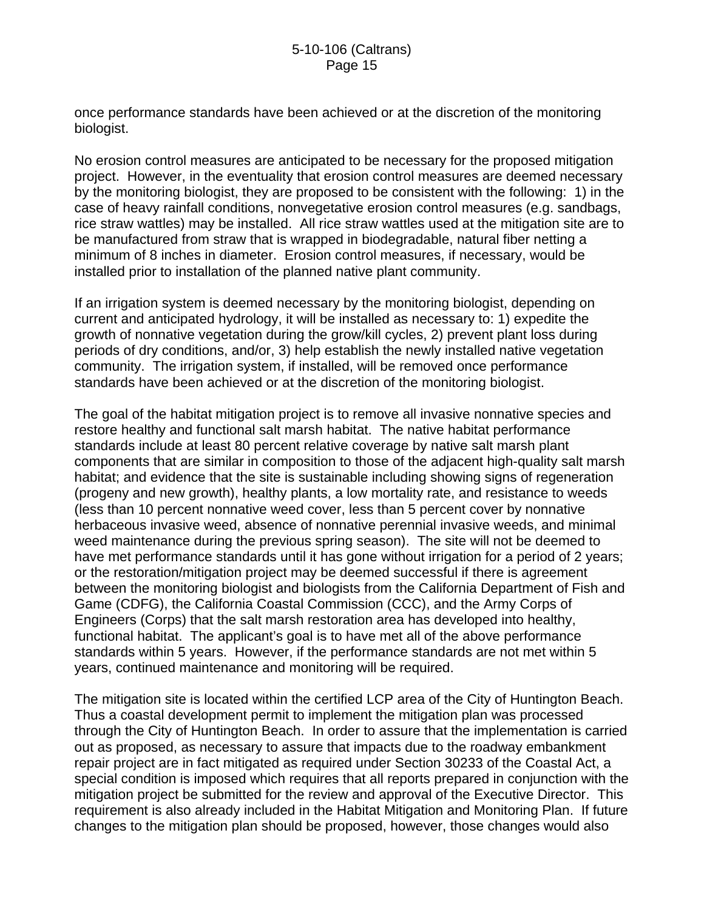once performance standards have been achieved or at the discretion of the monitoring biologist.

No erosion control measures are anticipated to be necessary for the proposed mitigation project. However, in the eventuality that erosion control measures are deemed necessary by the monitoring biologist, they are proposed to be consistent with the following: 1) in the case of heavy rainfall conditions, nonvegetative erosion control measures (e.g. sandbags, rice straw wattles) may be installed. All rice straw wattles used at the mitigation site are to be manufactured from straw that is wrapped in biodegradable, natural fiber netting a minimum of 8 inches in diameter. Erosion control measures, if necessary, would be installed prior to installation of the planned native plant community.

If an irrigation system is deemed necessary by the monitoring biologist, depending on current and anticipated hydrology, it will be installed as necessary to: 1) expedite the growth of nonnative vegetation during the grow/kill cycles, 2) prevent plant loss during periods of dry conditions, and/or, 3) help establish the newly installed native vegetation community. The irrigation system, if installed, will be removed once performance standards have been achieved or at the discretion of the monitoring biologist.

The goal of the habitat mitigation project is to remove all invasive nonnative species and restore healthy and functional salt marsh habitat. The native habitat performance standards include at least 80 percent relative coverage by native salt marsh plant components that are similar in composition to those of the adjacent high-quality salt marsh habitat; and evidence that the site is sustainable including showing signs of regeneration (progeny and new growth), healthy plants, a low mortality rate, and resistance to weeds (less than 10 percent nonnative weed cover, less than 5 percent cover by nonnative herbaceous invasive weed, absence of nonnative perennial invasive weeds, and minimal weed maintenance during the previous spring season). The site will not be deemed to have met performance standards until it has gone without irrigation for a period of 2 years; or the restoration/mitigation project may be deemed successful if there is agreement between the monitoring biologist and biologists from the California Department of Fish and Game (CDFG), the California Coastal Commission (CCC), and the Army Corps of Engineers (Corps) that the salt marsh restoration area has developed into healthy, functional habitat. The applicant's goal is to have met all of the above performance standards within 5 years. However, if the performance standards are not met within 5 years, continued maintenance and monitoring will be required.

The mitigation site is located within the certified LCP area of the City of Huntington Beach. Thus a coastal development permit to implement the mitigation plan was processed through the City of Huntington Beach. In order to assure that the implementation is carried out as proposed, as necessary to assure that impacts due to the roadway embankment repair project are in fact mitigated as required under Section 30233 of the Coastal Act, a special condition is imposed which requires that all reports prepared in conjunction with the mitigation project be submitted for the review and approval of the Executive Director. This requirement is also already included in the Habitat Mitigation and Monitoring Plan. If future changes to the mitigation plan should be proposed, however, those changes would also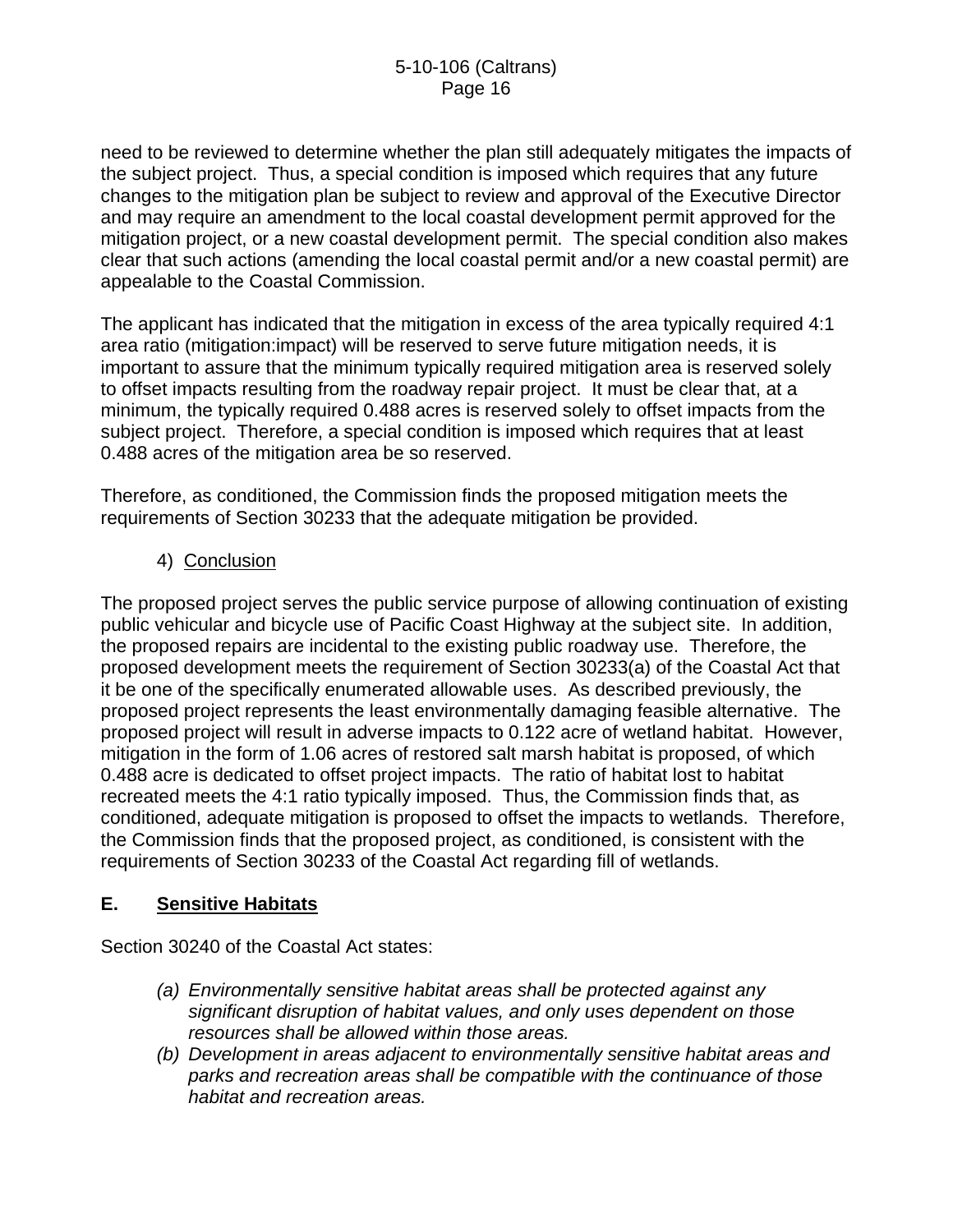need to be reviewed to determine whether the plan still adequately mitigates the impacts of the subject project. Thus, a special condition is imposed which requires that any future changes to the mitigation plan be subject to review and approval of the Executive Director and may require an amendment to the local coastal development permit approved for the mitigation project, or a new coastal development permit. The special condition also makes clear that such actions (amending the local coastal permit and/or a new coastal permit) are appealable to the Coastal Commission.

The applicant has indicated that the mitigation in excess of the area typically required 4:1 area ratio (mitigation:impact) will be reserved to serve future mitigation needs, it is important to assure that the minimum typically required mitigation area is reserved solely to offset impacts resulting from the roadway repair project. It must be clear that, at a minimum, the typically required 0.488 acres is reserved solely to offset impacts from the subject project. Therefore, a special condition is imposed which requires that at least 0.488 acres of the mitigation area be so reserved.

Therefore, as conditioned, the Commission finds the proposed mitigation meets the requirements of Section 30233 that the adequate mitigation be provided.

4) Conclusion

The proposed project serves the public service purpose of allowing continuation of existing public vehicular and bicycle use of Pacific Coast Highway at the subject site. In addition, the proposed repairs are incidental to the existing public roadway use. Therefore, the proposed development meets the requirement of Section 30233(a) of the Coastal Act that it be one of the specifically enumerated allowable uses. As described previously, the proposed project represents the least environmentally damaging feasible alternative. The proposed project will result in adverse impacts to 0.122 acre of wetland habitat. However, mitigation in the form of 1.06 acres of restored salt marsh habitat is proposed, of which 0.488 acre is dedicated to offset project impacts. The ratio of habitat lost to habitat recreated meets the 4:1 ratio typically imposed. Thus, the Commission finds that, as conditioned, adequate mitigation is proposed to offset the impacts to wetlands. Therefore, the Commission finds that the proposed project, as conditioned, is consistent with the requirements of Section 30233 of the Coastal Act regarding fill of wetlands.

## E. Sensitive Habitats

Section 30240 of the Coastal Act states:

*(a) Environmentally sensitive habitat areas shall be protected against any significant disruption of habitat values, and only uses dependent on those resources shall be allowed within those areas.*

*(b) Development in areas adjacent to environmentally sensitive habitat areas and parks and recreation areas shall be compatible with the continuance of those habitat and recreation areas.*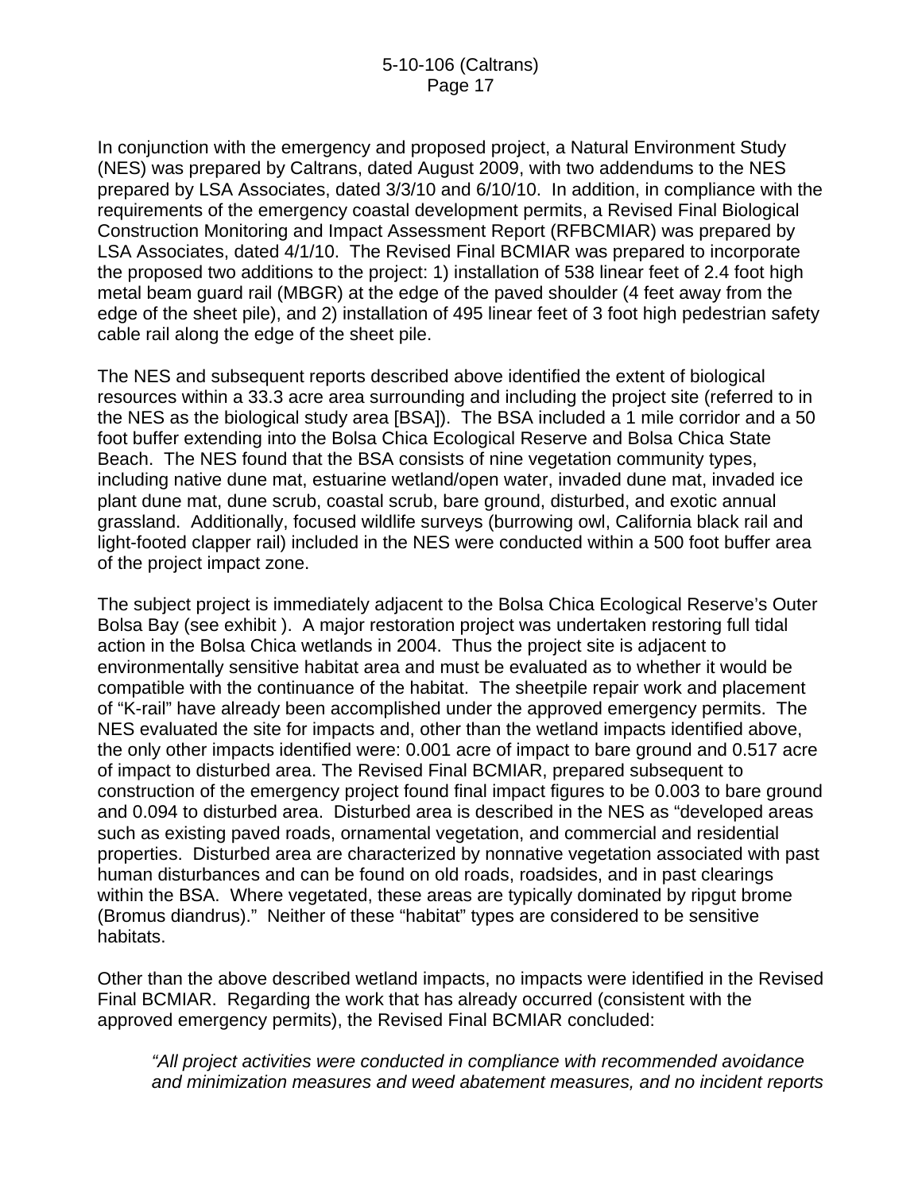In conjunction with the emergency and proposed project, a Natural Environment Study (NES) was prepared by Caltrans, dated August 2009, with two addendums to the NES prepared by LSA Associates, dated 3/3/10 and 6/10/10. In addition, in compliance with the requirements of the emergency coastal development permits, a Revised Final Biological Construction Monitoring and Impact Assessment Report (RFBCMIAR) was prepared by LSA Associates, dated 4/1/10. The Revised Final BCMIAR was prepared to incorporate the proposed two additions to the project: 1) installation of 538 linear feet of 2.4 foot high metal beam guard rail (MBGR) at the edge of the paved shoulder (4 feet away from the edge of the sheet pile), and 2) installation of 495 linear feet of 3 foot high pedestrian safety cable rail along the edge of the sheet pile.

The NES and subsequent reports described above identified the extent of biological resources within a 33.3 acre area surrounding and including the project site (referred to in the NES as the biological study area [BSA]). The BSA included a 1 mile corridor and a 50 foot buffer extending into the Bolsa Chica Ecological Reserve and Bolsa Chica State Beach. The NES found that the BSA consists of nine vegetation community types, including native dune mat, estuarine wetland/open water, invaded dune mat, invaded ice plant dune mat, dune scrub, coastal scrub, bare ground, disturbed, and exotic annual grassland. Additionally, focused wildlife surveys (burrowing owl, California black rail and light-footed clapper rail) included in the NES were conducted within a 500 foot buffer area of the project impact zone.

The subject project is immediately adjacent to the Bolsa Chica Ecological Reserve's Outer Bolsa Bay (see exhibit ). A major restoration project was undertaken restoring full tidal action in the Bolsa Chica wetlands in 2004. Thus the project site is adjacent to environmentally sensitive habitat area and must be evaluated as to whether it would be compatible with the continuance of the habitat. The sheetpile repair work and placement of "K-rail" have already been accomplished under the approved emergency permits. The NES evaluated the site for impacts and, other than the wetland impacts identified above, the only other impacts identified were: 0.001 acre of impact to bare ground and 0.517 acre of impact to disturbed area. The Revised Final BCMIAR, prepared subsequent to construction of the emergency project found final impact figures to be 0.003 to bare ground and 0.094 to disturbed area. Disturbed area is described in the NES as "developed areas such as existing paved roads, ornamental vegetation, and commercial and residential properties. Disturbed area are characterized by nonnative vegetation associated with past human disturbances and can be found on old roads, roadsides, and in past clearings within the BSA. Where vegetated, these areas are typically dominated by ripgut brome (Bromus diandrus)." Neither of these "habitat" types are considered to be sensitive habitats.

Other than the above described wetland impacts, no impacts were identified in the Revised Final BCMIAR. Regarding the work that has already occurred (consistent with the approved emergency permits), the Revised Final BCMIAR concluded:

> *"All project activities were conducted in compliance with recommended avoidance and minimization measures and weed abatement measures, and no incident reports*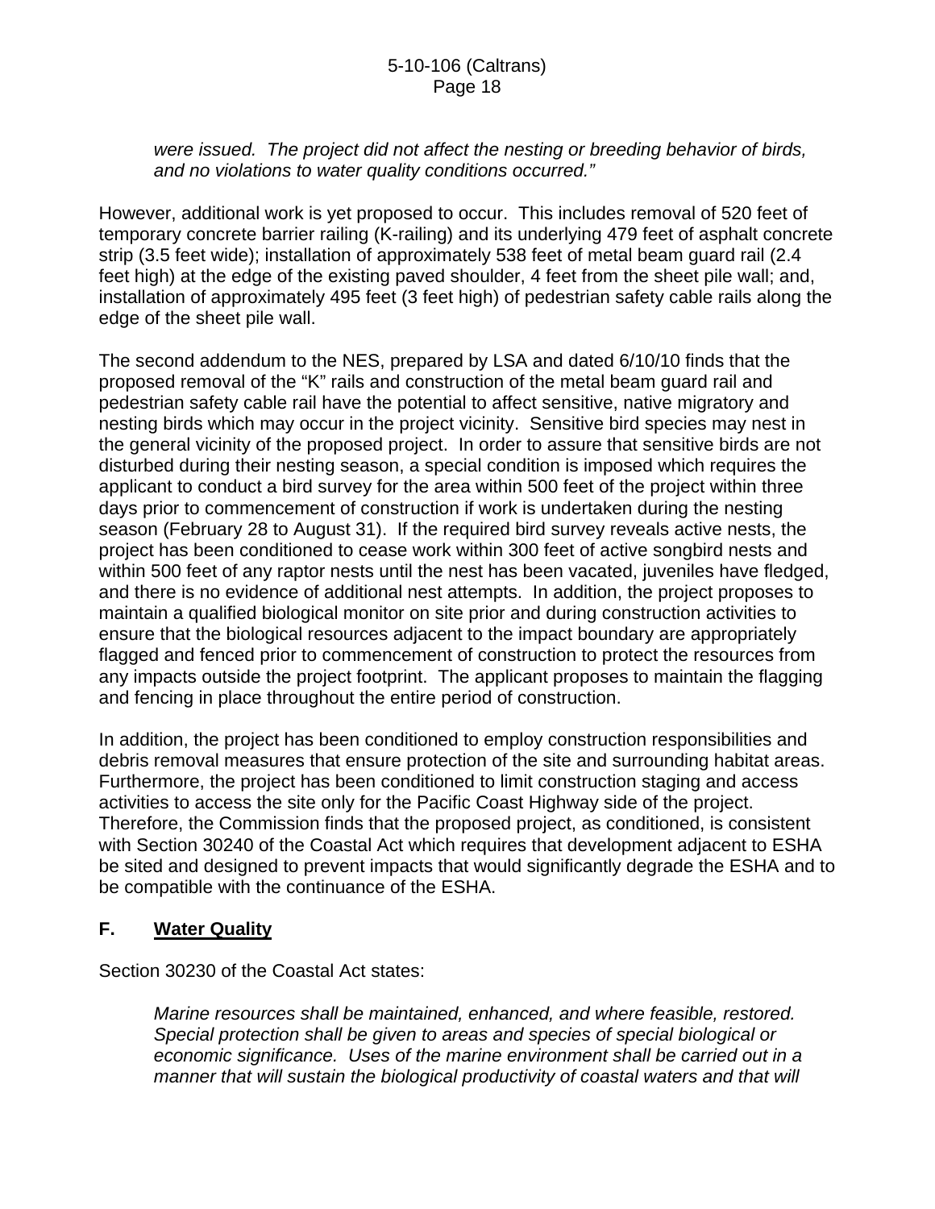*were issued. The project did not affect the nesting or breeding behavior of birds, and no violations to water quality conditions occurred."*

However, additional work is yet proposed to occur. This includes removal of 520 feet of temporary concrete barrier railing (K-railing) and its underlying 479 feet of asphalt concrete strip (3.5 feet wide); installation of approximately 538 feet of metal beam guard rail (2.4 feet high) at the edge of the existing paved shoulder, 4 feet from the sheet pile wall; and, installation of approximately 495 feet (3 feet high) of pedestrian safety cable rails along the edge of the sheet pile wall.

The second addendum to the NES, prepared by LSA and dated 6/10/10 finds that the proposed removal of the "K" rails and construction of the metal beam guard rail and pedestrian safety cable rail have the potential to affect sensitive, native migratory and nesting birds which may occur in the project vicinity. Sensitive bird species may nest in the general vicinity of the proposed project. In order to assure that sensitive birds are not disturbed during their nesting season, a special condition is imposed which requires the applicant to conduct a bird survey for the area within 500 feet of the project within three days prior to commencement of construction if work is undertaken during the nesting season (February 28 to August 31). If the required bird survey reveals active nests, the project has been conditioned to cease work within 300 feet of active songbird nests and within 500 feet of any raptor nests until the nest has been vacated, juveniles have fledged, and there is no evidence of additional nest attempts. In addition, the project proposes to maintain a qualified biological monitor on site prior and during construction activities to ensure that the biological resources adjacent to the impact boundary are appropriately flagged and fenced prior to commencement of construction to protect the resources from any impacts outside the project footprint. The applicant proposes to maintain the flagging and fencing in place throughout the entire period of construction.

In addition, the project has been conditioned to employ construction responsibilities and debris removal measures that ensure protection of the site and surrounding habitat areas. Furthermore, the project has been conditioned to limit construction staging and access activities to access the site only for the Pacific Coast Highway side of the project. Therefore, the Commission finds that the proposed project, as conditioned, is consistent with Section 30240 of the Coastal Act which requires that development adjacent to ESHA be sited and designed to prevent impacts that would significantly degrade the ESHA and to be compatible with the continuance of the ESHA.

## F. Water Quality

Section 30230 of the Coastal Act states:

*Marine resources shall be maintained, enhanced, and where feasible, restored. Special protection shall be given to areas and species of special biological or economic significance. Uses of the marine environment shall be carried out in a manner that will sustain the biological productivity of coastal waters and that will*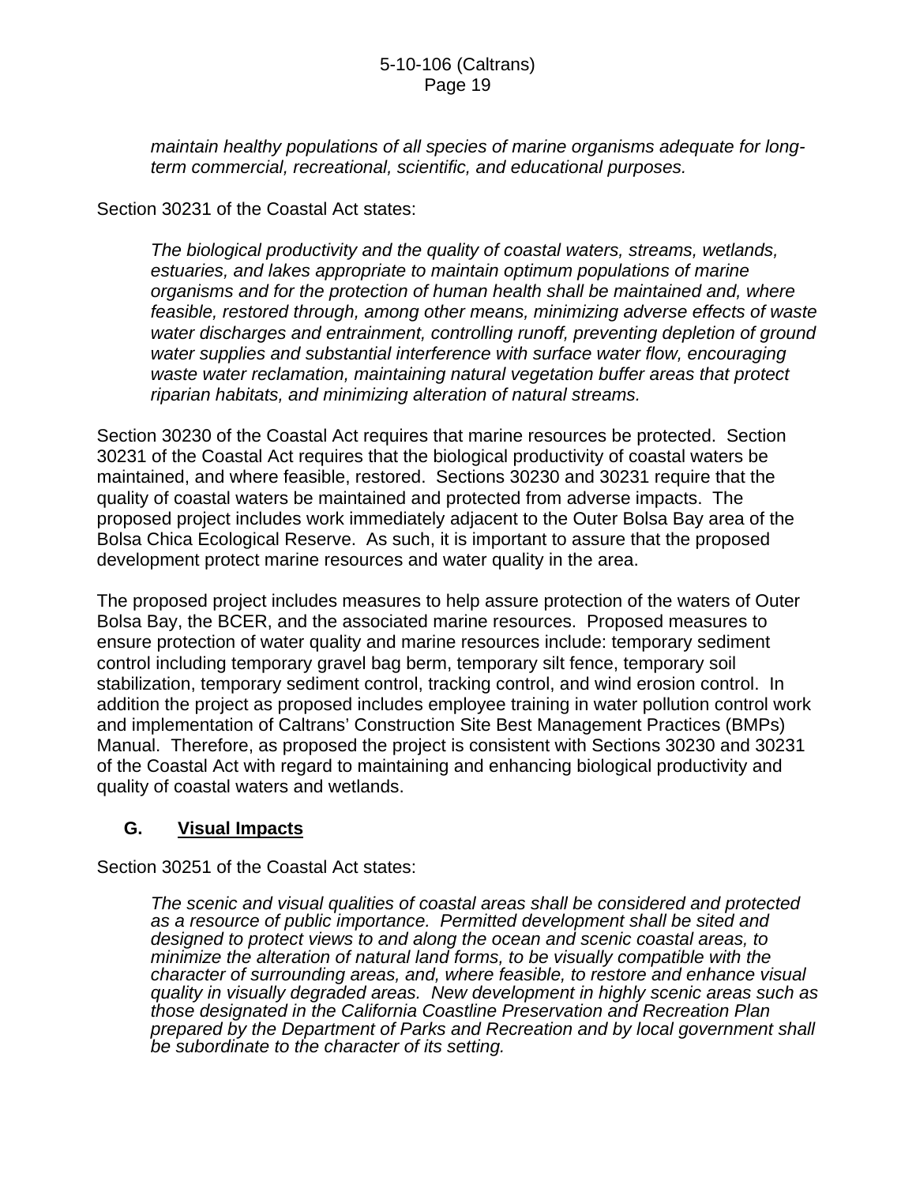*maintain healthy populations of all species of marine organisms adequate for long-term commercial, recreational, scientific, and educational purposes.*

Section 30231 of the Coastal Act states:

> *The biological productivity and the quality of coastal waters, streams, wetlands, estuaries, and lakes appropriate to maintain optimum populations of marine organisms and for the protection of human health shall be maintained and, where feasible, restored through, among other means, minimizing adverse effects of waste water discharges and entrainment, controlling runoff, preventing depletion of ground water supplies and substantial interference with surface water flow, encouraging waste water reclamation, maintaining natural vegetation buffer areas that protect riparian habitats, and minimizing alteration of natural streams.*

Section 30230 of the Coastal Act requires that marine resources be protected. Section 30231 of the Coastal Act requires that the biological productivity of coastal waters be maintained, and where feasible, restored. Sections 30230 and 30231 require that the quality of coastal waters be maintained and protected from adverse impacts. The proposed project includes work immediately adjacent to the Outer Bolsa Bay area of the Bolsa Chica Ecological Reserve. As such, it is important to assure that the proposed development protect marine resources and water quality in the area.

The proposed project includes measures to help assure protection of the waters of Outer Bolsa Bay, the BCER, and the associated marine resources. Proposed measures to ensure protection of water quality and marine resources include: temporary sediment control including temporary gravel bag berm, temporary silt fence, temporary soil stabilization, temporary sediment control, tracking control, and wind erosion control. In addition the project as proposed includes employee training in water pollution control work and implementation of Caltrans' Construction Site Best Management Practices (BMPs) Manual. Therefore, as proposed the project is consistent with Sections 30230 and 30231 of the Coastal Act with regard to maintaining and enhancing biological productivity and quality of coastal waters and wetlands.

## G. Visual Impacts

Section 30251 of the Coastal Act states:

> *The scenic and visual qualities of coastal areas shall be considered and protected as a resource of public importance. Permitted development shall be sited and designed to protect views to and along the ocean and scenic coastal areas, to minimize the alteration of natural land forms, to be visually compatible with the character of surrounding areas, and, where feasible, to restore and enhance visual quality in visually degraded areas. New development in highly scenic areas such as those designated in the California Coastline Preservation and Recreation Plan prepared by the Department of Parks and Recreation and by local government shall be subordinate to the character of its setting.*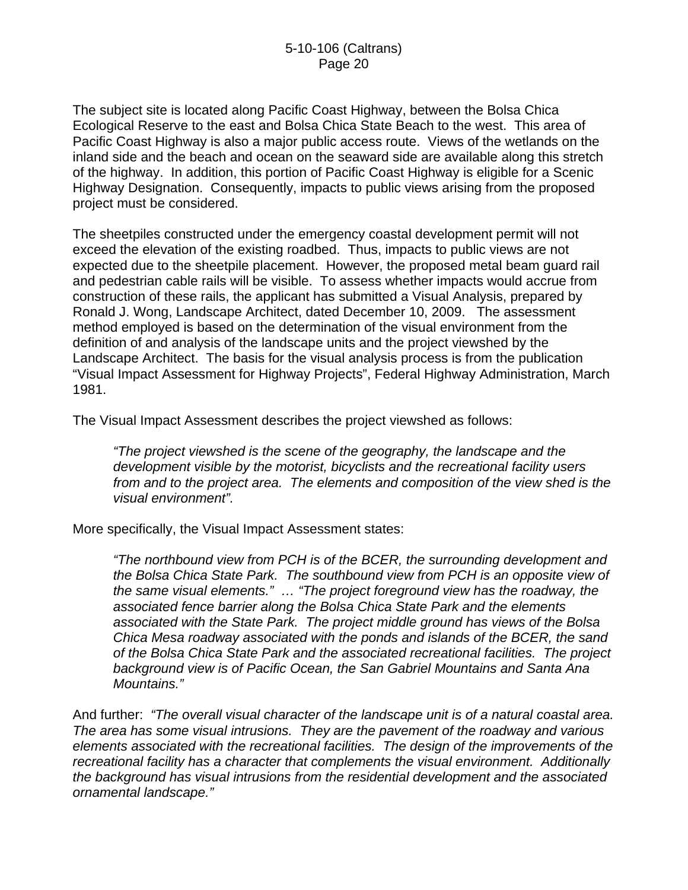The subject site is located along Pacific Coast Highway, between the Bolsa Chica Ecological Reserve to the east and Bolsa Chica State Beach to the west. This area of Pacific Coast Highway is also a major public access route. Views of the wetlands on the inland side and the beach and ocean on the seaward side are available along this stretch of the highway. In addition, this portion of Pacific Coast Highway is eligible for a Scenic Highway Designation. Consequently, impacts to public views arising from the proposed project must be considered.

The sheetpiles constructed under the emergency coastal development permit will not exceed the elevation of the existing roadbed. Thus, impacts to public views are not expected due to the sheetpile placement. However, the proposed metal beam guard rail and pedestrian cable rails will be visible. To assess whether impacts would accrue from construction of these rails, the applicant has submitted a Visual Analysis, prepared by Ronald J. Wong, Landscape Architect, dated December 10, 2009. The assessment method employed is based on the determination of the visual environment from the definition of and analysis of the landscape units and the project viewshed by the Landscape Architect. The basis for the visual analysis process is from the publication "Visual Impact Assessment for Highway Projects", Federal Highway Administration, March 1981.

The Visual Impact Assessment describes the project viewshed as follows:

> *"The project viewshed is the scene of the geography, the landscape and the development visible by the motorist, bicyclists and the recreational facility users from and to the project area. The elements and composition of the view shed is the visual environment".*

More specifically, the Visual Impact Assessment states:

> *"The northbound view from PCH is of the BCER, the surrounding development and the Bolsa Chica State Park. The southbound view from PCH is an opposite view of the same visual elements." … "The project foreground view has the roadway, the associated fence barrier along the Bolsa Chica State Park and the elements associated with the State Park. The project middle ground has views of the Bolsa Chica Mesa roadway associated with the ponds and islands of the BCER, the sand of the Bolsa Chica State Park and the associated recreational facilities. The project background view is of Pacific Ocean, the San Gabriel Mountains and Santa Ana Mountains."*

And further: *"The overall visual character of the landscape unit is of a natural coastal area. The area has some visual intrusions. They are the pavement of the roadway and various elements associated with the recreational facilities. The design of the improvements of the recreational facility has a character that complements the visual environment. Additionally the background has visual intrusions from the residential development and the associated ornamental landscape."*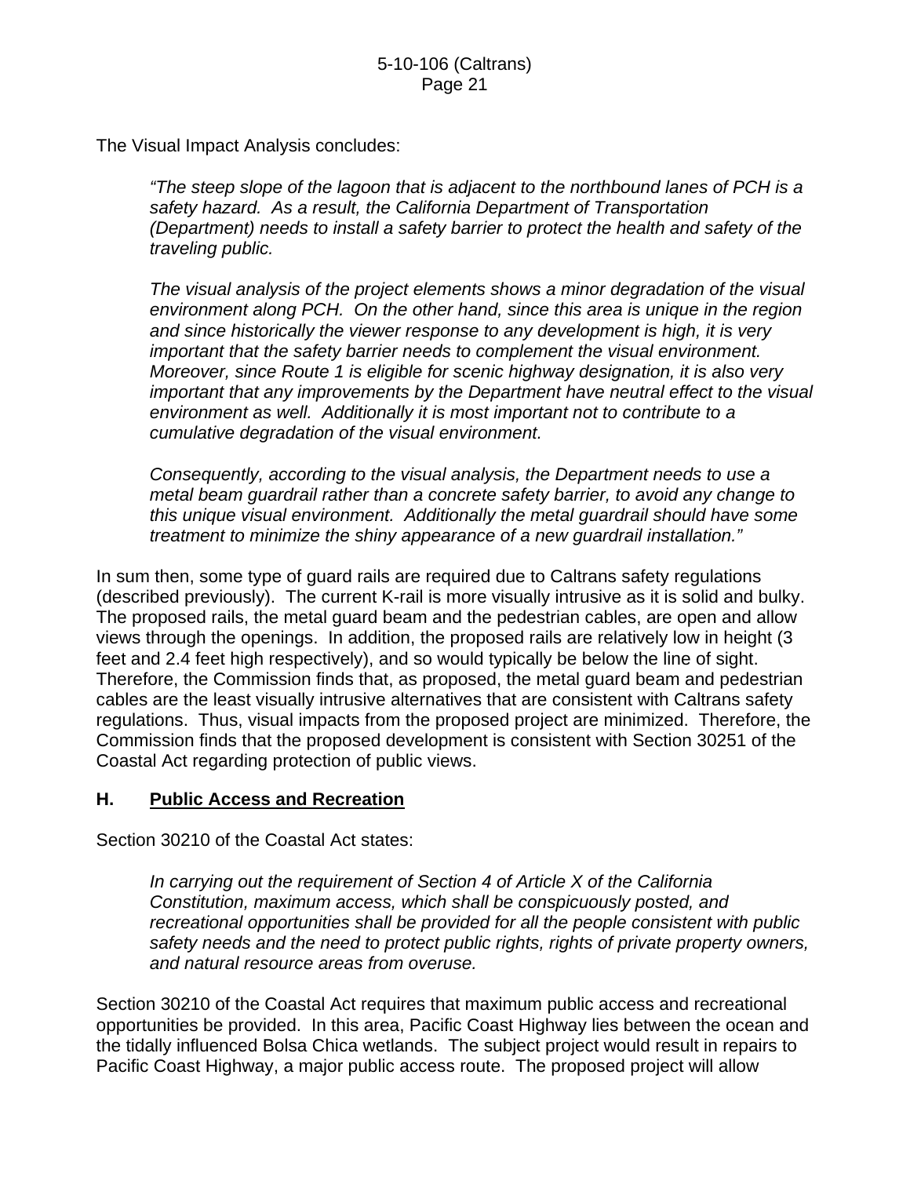The Visual Impact Analysis concludes:

> *"The steep slope of the lagoon that is adjacent to the northbound lanes of PCH is a safety hazard. As a result, the California Department of Transportation (Department) needs to install a safety barrier to protect the health and safety of the traveling public.*
>
> *The visual analysis of the project elements shows a minor degradation of the visual environment along PCH. On the other hand, since this area is unique in the region and since historically the viewer response to any development is high, it is very important that the safety barrier needs to complement the visual environment. Moreover, since Route 1 is eligible for scenic highway designation, it is also very important that any improvements by the Department have neutral effect to the visual environment as well. Additionally it is most important not to contribute to a cumulative degradation of the visual environment.*
>
> *Consequently, according to the visual analysis, the Department needs to use a metal beam guardrail rather than a concrete safety barrier, to avoid any change to this unique visual environment. Additionally the metal guardrail should have some treatment to minimize the shiny appearance of a new guardrail installation."*

In sum then, some type of guard rails are required due to Caltrans safety regulations (described previously). The current K-rail is more visually intrusive as it is solid and bulky. The proposed rails, the metal guard beam and the pedestrian cables, are open and allow views through the openings. In addition, the proposed rails are relatively low in height (3 feet and 2.4 feet high respectively), and so would typically be below the line of sight. Therefore, the Commission finds that, as proposed, the metal guard beam and pedestrian cables are the least visually intrusive alternatives that are consistent with Caltrans safety regulations. Thus, visual impacts from the proposed project are minimized. Therefore, the Commission finds that the proposed development is consistent with Section 30251 of the Coastal Act regarding protection of public views.

## H. Public Access and Recreation

Section 30210 of the Coastal Act states:

> *In carrying out the requirement of Section 4 of Article X of the California Constitution, maximum access, which shall be conspicuously posted, and recreational opportunities shall be provided for all the people consistent with public safety needs and the need to protect public rights, rights of private property owners, and natural resource areas from overuse.*

Section 30210 of the Coastal Act requires that maximum public access and recreational opportunities be provided. In this area, Pacific Coast Highway lies between the ocean and the tidally influenced Bolsa Chica wetlands. The subject project would result in repairs to Pacific Coast Highway, a major public access route. The proposed project will allow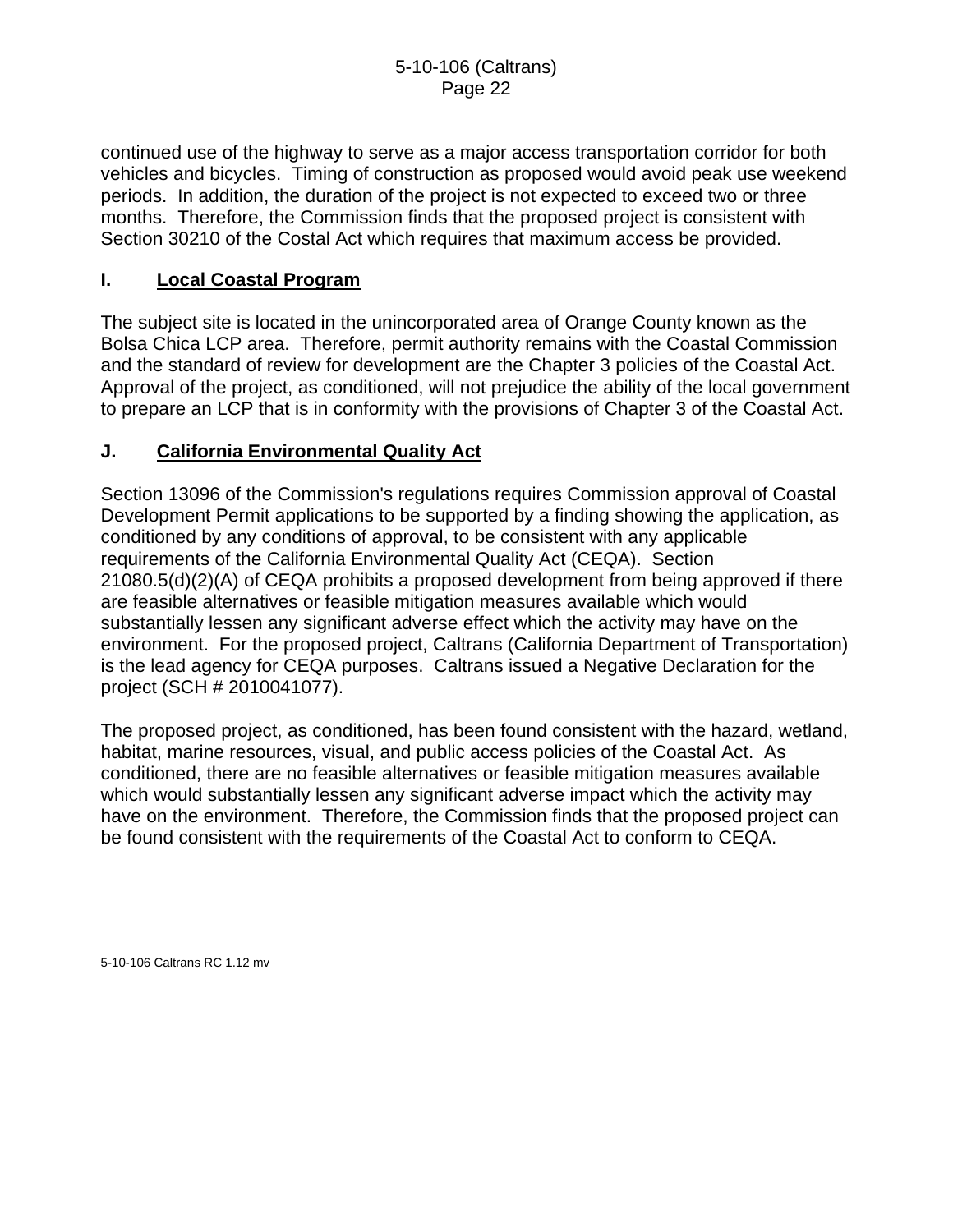continued use of the highway to serve as a major access transportation corridor for both vehicles and bicycles. Timing of construction as proposed would avoid peak use weekend periods. In addition, the duration of the project is not expected to exceed two or three months. Therefore, the Commission finds that the proposed project is consistent with Section 30210 of the Costal Act which requires that maximum access be provided.

## I. Local Coastal Program

The subject site is located in the unincorporated area of Orange County known as the Bolsa Chica LCP area. Therefore, permit authority remains with the Coastal Commission and the standard of review for development are the Chapter 3 policies of the Coastal Act. Approval of the project, as conditioned, will not prejudice the ability of the local government to prepare an LCP that is in conformity with the provisions of Chapter 3 of the Coastal Act.

## J. California Environmental Quality Act

Section 13096 of the Commission's regulations requires Commission approval of Coastal Development Permit applications to be supported by a finding showing the application, as conditioned by any conditions of approval, to be consistent with any applicable requirements of the California Environmental Quality Act (CEQA). Section 21080.5(d)(2)(A) of CEQA prohibits a proposed development from being approved if there are feasible alternatives or feasible mitigation measures available which would substantially lessen any significant adverse effect which the activity may have on the environment. For the proposed project, Caltrans (California Department of Transportation) is the lead agency for CEQA purposes. Caltrans issued a Negative Declaration for the project (SCH # 2010041077).

The proposed project, as conditioned, has been found consistent with the hazard, wetland, habitat, marine resources, visual, and public access policies of the Coastal Act. As conditioned, there are no feasible alternatives or feasible mitigation measures available which would substantially lessen any significant adverse impact which the activity may have on the environment. Therefore, the Commission finds that the proposed project can be found consistent with the requirements of the Coastal Act to conform to CEQA.

5-10-106 Caltrans RC 1.12 mv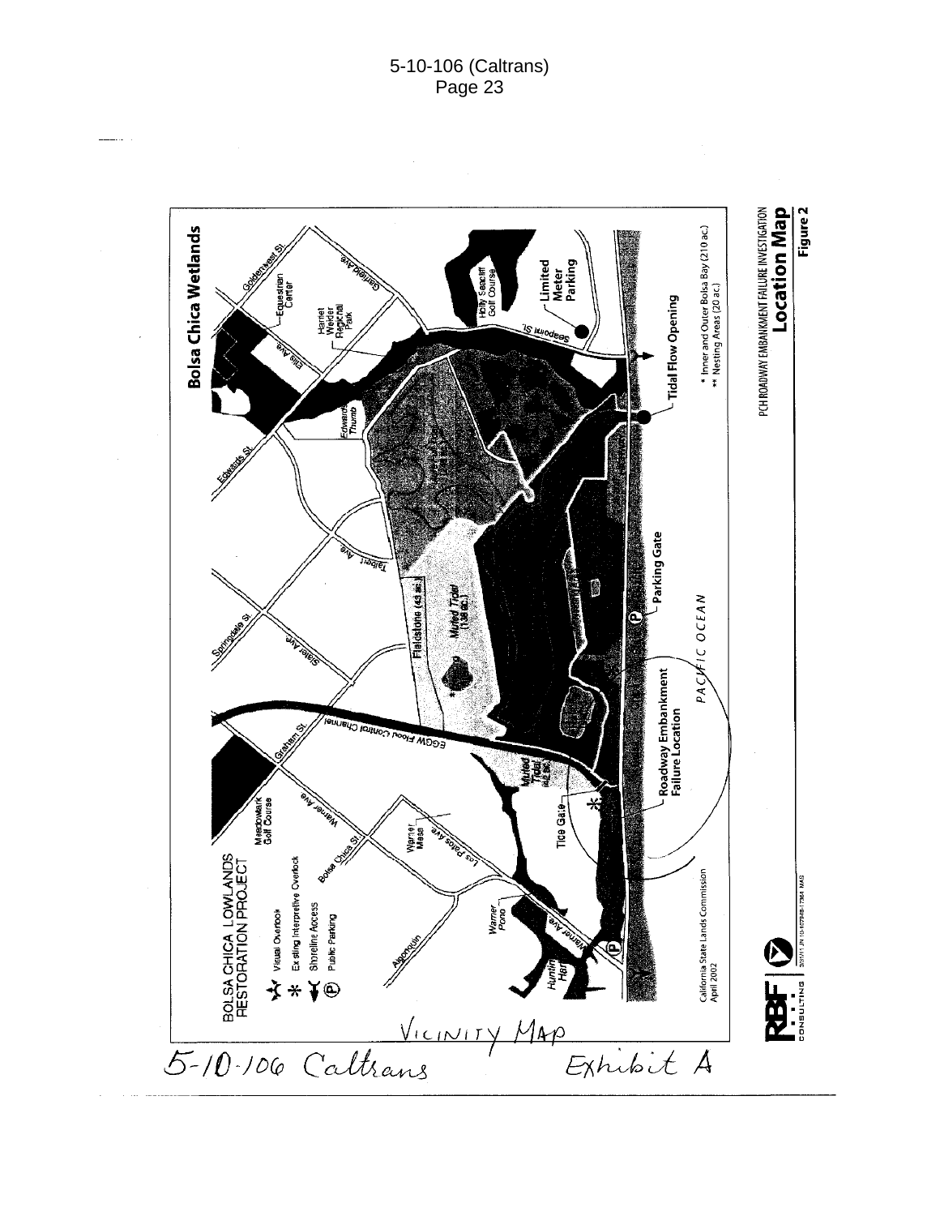# Bolsa Chica Wetlands

BOLSA CHICA LOWLANDS RESTORATION PROJECT

- Visual Overlook
- \* Existing Interpretive Overlook
- Shoreline Access
- (P) Public Parking

California State Lands Commission
April 2002

Goldenwest St.
Garfield Ave
Equestrian Center
Ellis Ave
Harriet Wieder Regional Park
Holly Seacliff Golf Course
Seapoint St.
Limited Meter Parking
Edwards St.
Edwards Thumb
Tidal Flow Opening
Talbert Ave
Springdale St.
Slater Ave
Fieldstone (43 ac.)
Muted Tidal (134 ac.)
Parking Gate
PACIFIC OCEAN
Graham St.
EGGW Flood Control Channel
Roadway Embankment Failure Location
Meadowlark Golf Course
Warner Ave
Muted Tidal (42 ac.)
Tide Gate
Bolsa Chica St.
Warner Mesa
Los Patos Ave
Warner Pond
Warner Ave
Algonquin
Huntington Harbour

\* Inner and Outer Bolsa Bay (210 ac.)
\*\* Nesting Areas (20 ac.)

PCH ROADWAY EMBANKMENT FAILURE INVESTIGATION
**Location Map**
Figure 2

RBF CONSULTING

VICINITY MAP

5-10-106 Caltrans Exhibit A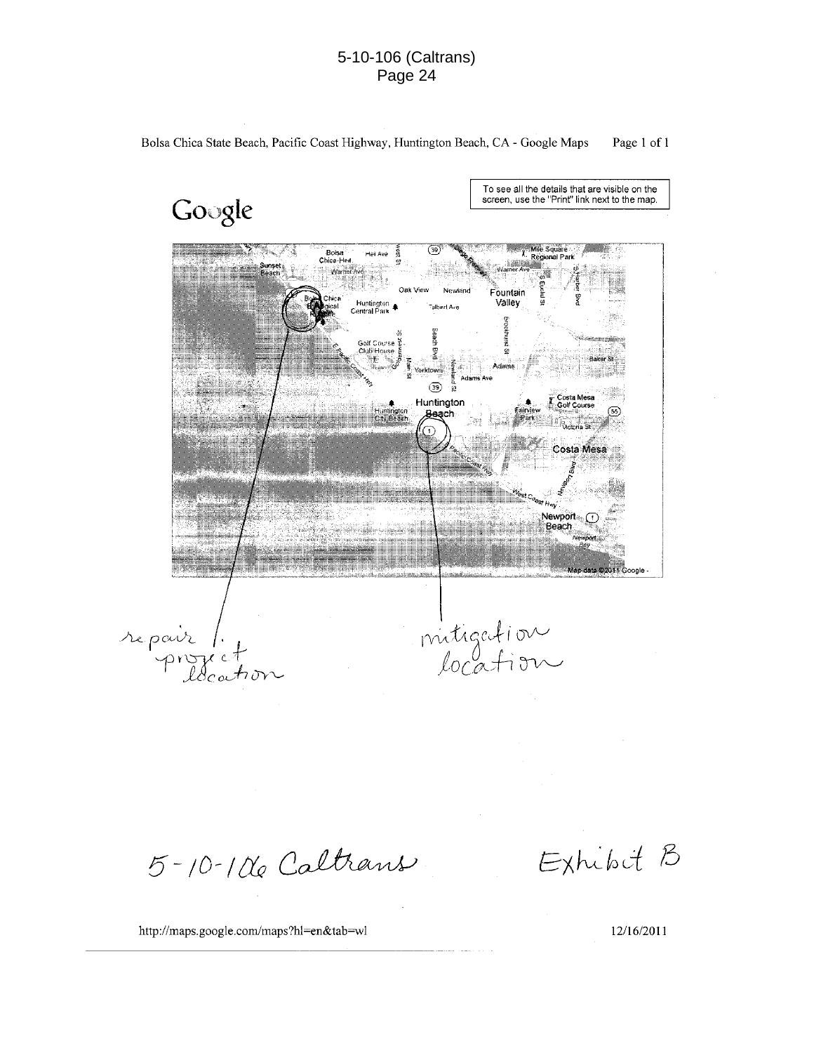Bolsa Chica State Beach, Pacific Coast Highway, Huntington Beach, CA - Google Maps

Google

To see all the details that are visible on the screen, use the "Print" link next to the map.

repair project location

mitigation location

5-10-106 Caltrans

Exhibit B

http://maps.google.com/maps?hl=en&tab=wl

12/16/2011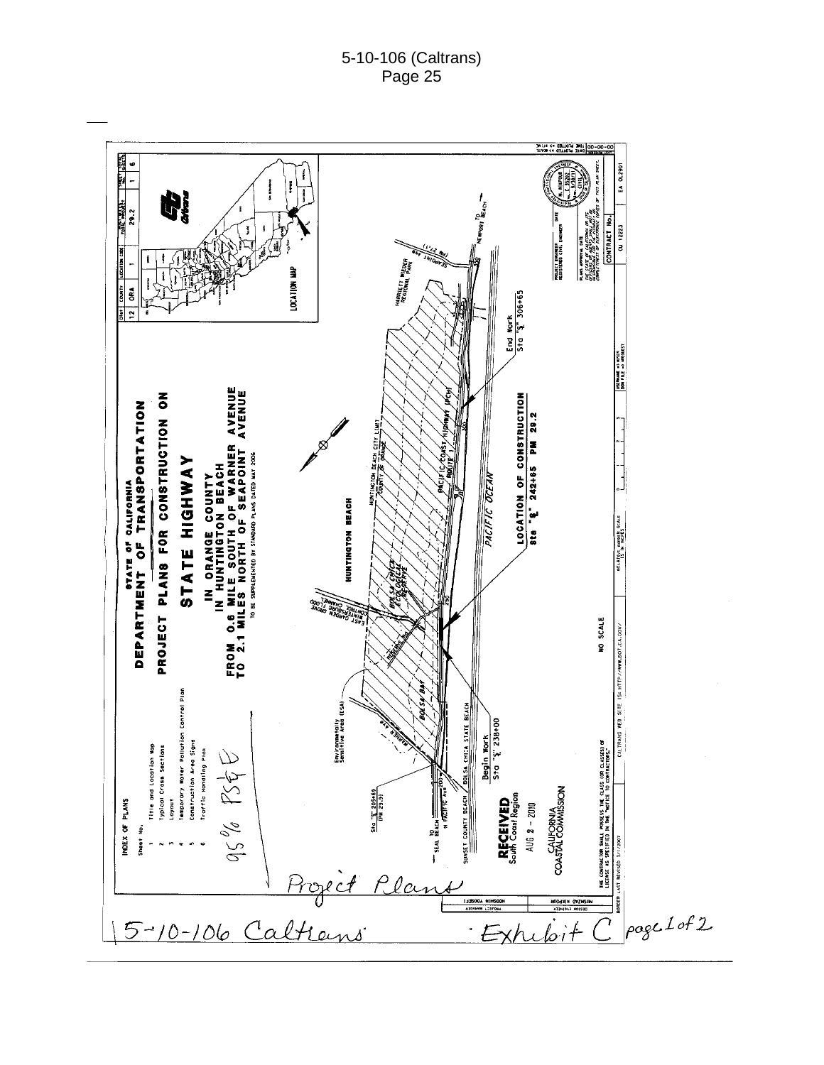DEPARTMENT OF TRANSPORTATION

STATE OF CALIFORNIA

PROJECT PLANS FOR CONSTRUCTION ON

# STATE HIGHWAY

IN ORANGE COUNTY
IN HUNTINGTON BEACH
FROM 0.6 MILE SOUTH OF WARNER AVENUE
TO 2.1 MILES NORTH OF SEAPOINT AVENUE

TO BE SUPPLEMENTED BY STANDARD PLANS DATED MAY 2006

INDEX OF PLANS

| Sheet No. | |
|---|---|
| 1 | Title and Location Map |
| 2 | Typical Cross Sections |
| 3 | Layout |
| 4 | Temporary Water Pollution Control Plan |
| 5 | Construction Area Signs |
| 6 | Traffic Handling Plan |

95% PS&E

LOCATION OF CONSTRUCTION
Sta "⊈" 242+65 PM 29.2

Begin Work
Sta "⊈" 238+00

End Work
Sta "⊈" 306+65

Sta "⊈" 205+49 (PM 23.9)

Environmentally Sensitive Area (ESA)

HUNTINGTON BEACH
HUNTINGTON BEACH CITY LIMIT
COUNTY OF ORANGE
PACIFIC COAST HIGHWAY (PCH) ROUTE 1
PACIFIC OCEAN
BOLSA CHICA ECOLOGICAL RESERVE
BOLSA BAY
BOLSA CHICA STATE BEACH
SUNSET COUNTY BEACH
EAST GARDEN GROVE WINTERSBURG FLOOD CONTROL CHANNEL
HARRIETT WIEDER REGIONAL PARK
TO SEAL BEACH
TO NEWPORT BEACH
N PACIFIC AVE
WARNER AVE

NO SCALE

LOCATION MAP

| Dist | County | Location Code | Post Miles Total Project | Sheet No. | Total Sheets |
|---|---|---|---|---|---|
| 12 | ORA | 1 | 29.2 | 1 | 6 |

PROJECT ENGINEER
REGISTERED CIVIL ENGINEER

CONTRACT No. 0U 1223
EA 0L2901

THE CONTRACTOR SHALL POSSESS THE CLASS (OR CLASSES) OF LICENSE AS SPECIFIED IN THE "NOTICE TO CONTRACTORS."

CALTRANS WEB SITE IS: HTTP://WWW.DOT.CA.GOV/

RECEIVED
South Coast Region
AUG 2 - 2010
CALIFORNIA
COASTAL COMMISSION

Project Plans

5-10-106 Caltrans Exhibit C page 1 of 2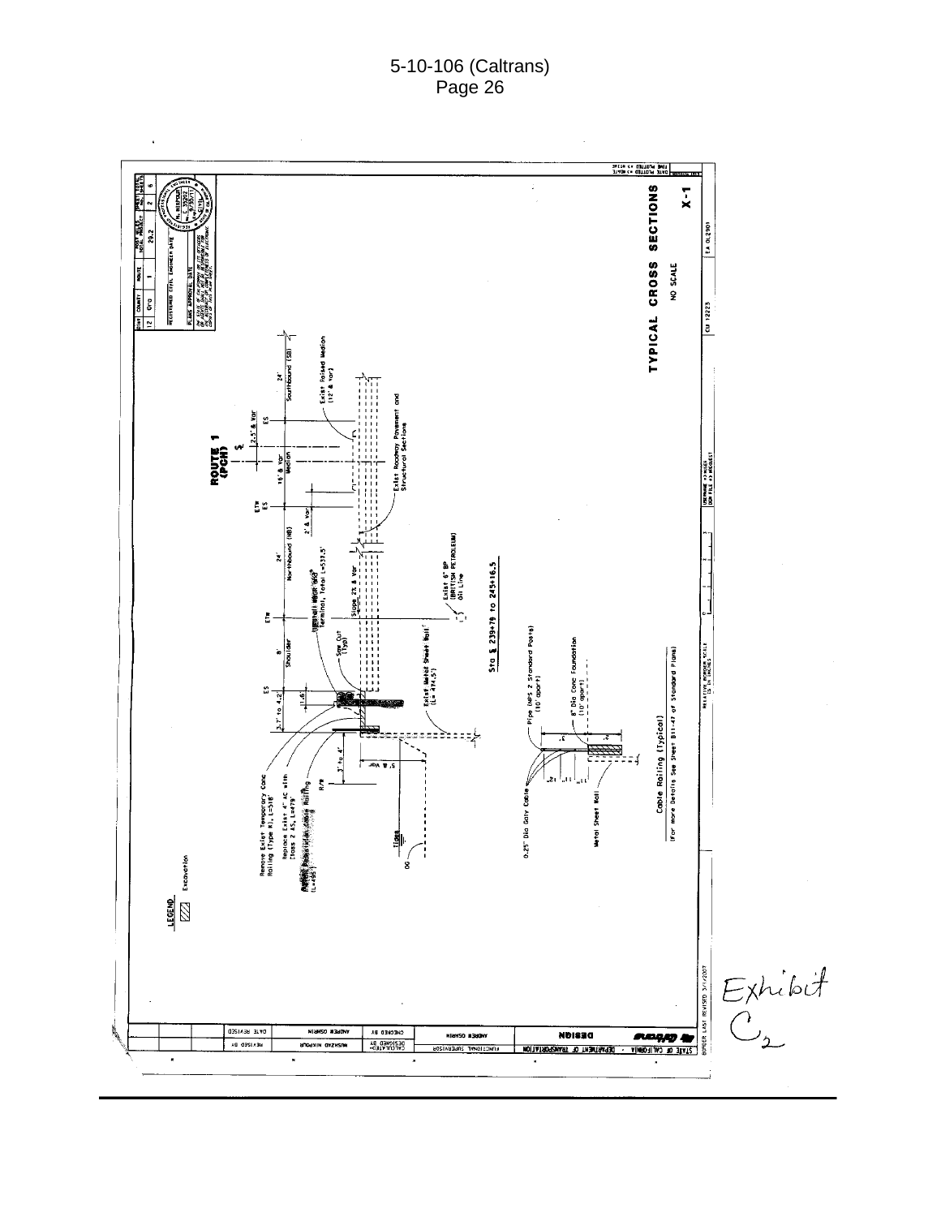5-10-106 (Caltrans)
Page 26

| DIST | COUNTY | ROUTE | POST MILES TOTAL PROJECT | SHEET NO. | TOTAL SHEETS |
| --- | --- | --- | --- | --- | --- |
| 12 | Ora | 1 | 29.2 | 2 | 6 |

REGISTERED CIVIL ENGINEER DATE

PLANS APPROVAL DATE

THE STATE OF CALIFORNIA OR ITS OFFICERS OR AGENTS SHALL NOT BE RESPONSIBLE FOR THE ACCURACY OR COMPLETENESS OF ELECTRONIC COPIES OF THIS PLAN SHEET.

ROUTE 1 (PCH)

LEGEND

Excavation

Remove Exist Temporary Conc Railing (Type K), L=518'

Replace Exist 4" AC with Class 2 AS, L=479'

Remove Existing Cable Railing (L=495')

R/W

Tidal

OG

3.7' to 4.2'

ES

8'

Shoulder

ETW

24'

Northbound (NB)

2' & Var

ETW ES

16' & Var Median

℄

2.5' & Var

ES

24'

Southbound (SB)

Exist Raised Median (12' & Var)

Exist Roadway Pavement and Structural Sections

Metal Beam Guard Railing with Terminals, Total L=537.5'

Slope 2% & Var

Saw Cut (Typ)

Exist Metal Sheet Rail (L= 474.5')

Exist 6" BP (BRITISH PETROLEUM) Oil Line

Sta ℄ 239+79 to 245+16.5

3' to 4'

5' & Var

1.6'

Pipe (NPS 2 Standard Posts) (10' apart)

8" Dia Conc Foundation (10' apart)

0.25" Dia Galv Cable

Metal Sheet Rail

Cable Railing (Typical)

(For more Details See Sheet B11-47 of Standard Plans)

TYPICAL CROSS SECTIONS

NO SCALE

X-1

CU 12223 EA 0L2901

DESIGN

FUNCTIONAL SUPERVISOR ANDREW OSHRIN

CALCULATED/DESIGNED BY BEHZAD MIRPOUR

CHECKED BY ANDREW OSHRIN

REVISED BY

DATE REVISED

STATE OF CALIFORNIA · DEPARTMENT OF TRANSPORTATION

BORDER LAST REVISED 7/1/2007

RELATIVE BORDER SCALE IS IN INCHES

Exhibit $C_2$